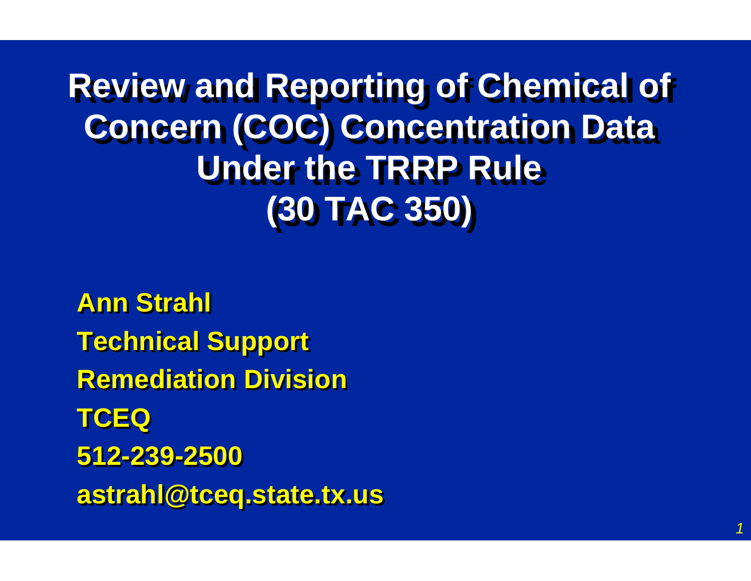# Review and Reporting of Chemical of Concern (COC) Concentration Data Under the TRRP Rule (30 TAC 350)

**Ann Strahl**

**Technical Support**

**Remediation Division**

**TCEQ**

**512-239-2500**

**astrahl@tceq.state.tx.us**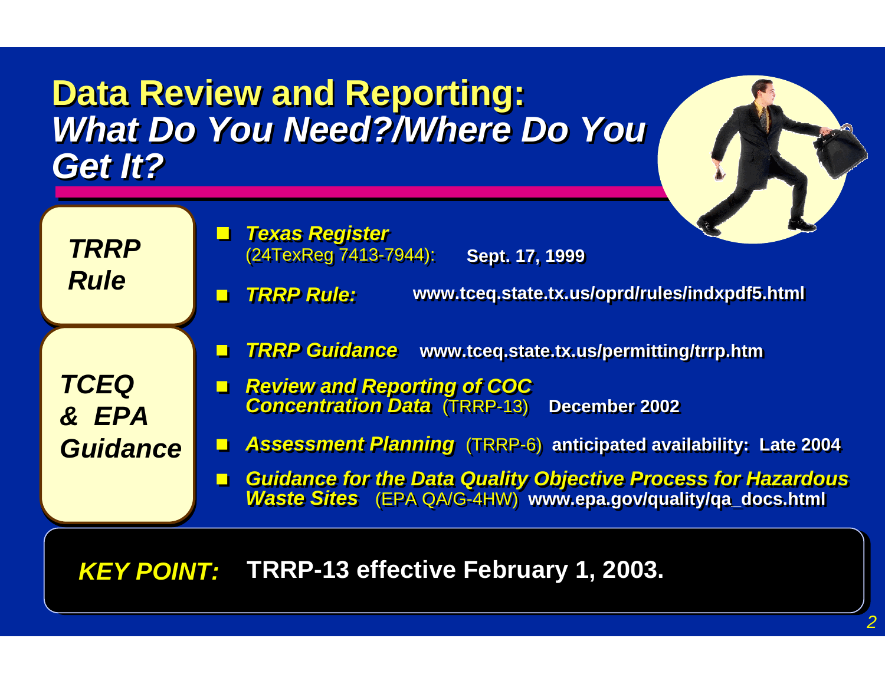# Data Review and Reporting: *What Do You Need?/Where Do You Get It?*

**TRRP Rule**

- ***Texas Register*** (24TexReg 7413-7944): **Sept. 17, 1999**
- ***TRRP Rule:*** **www.tceq.state.tx.us/oprd/rules/indxpdf5.html**

**TCEQ & EPA Guidance**

- ***TRRP Guidance*** **www.tceq.state.tx.us/permitting/trrp.htm**
- ***Review and Reporting of COC Concentration Data*** (TRRP-13) **December 2002**
- ***Assessment Planning*** (TRRP-6) **anticipated availability: Late 2004**
- ***Guidance for the Data Quality Objective Process for Hazardous Waste Sites*** (EPA QA/G-4HW) **www.epa.gov/quality/qa_docs.html**

***KEY POINT:*** **TRRP-13 effective February 1, 2003.**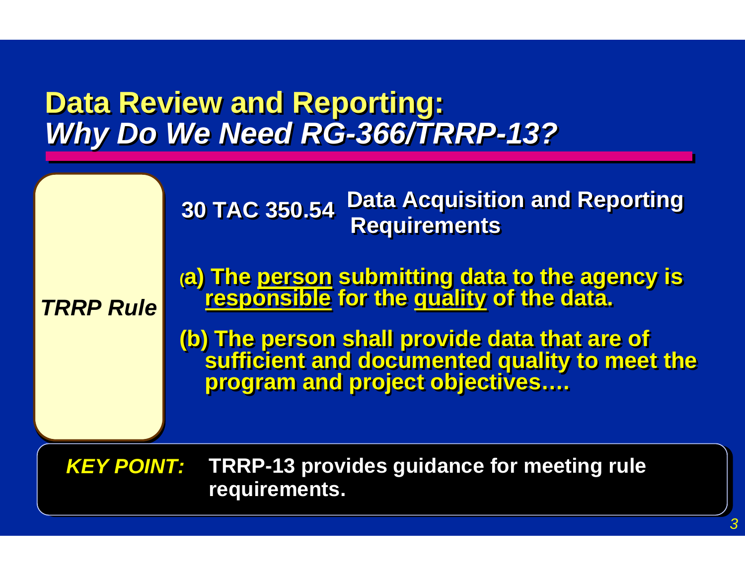# Data Review and Reporting: *Why Do We Need RG-366/TRRP-13?*

*TRRP Rule*

**30 TAC 350.54 Data Acquisition and Reporting Requirements**

**(a) The person submitting data to the agency is responsible for the quality of the data.**

**(b) The person shall provide data that are of sufficient and documented quality to meet the program and project objectives….**

***KEY POINT:*** **TRRP-13 provides guidance for meeting rule requirements.**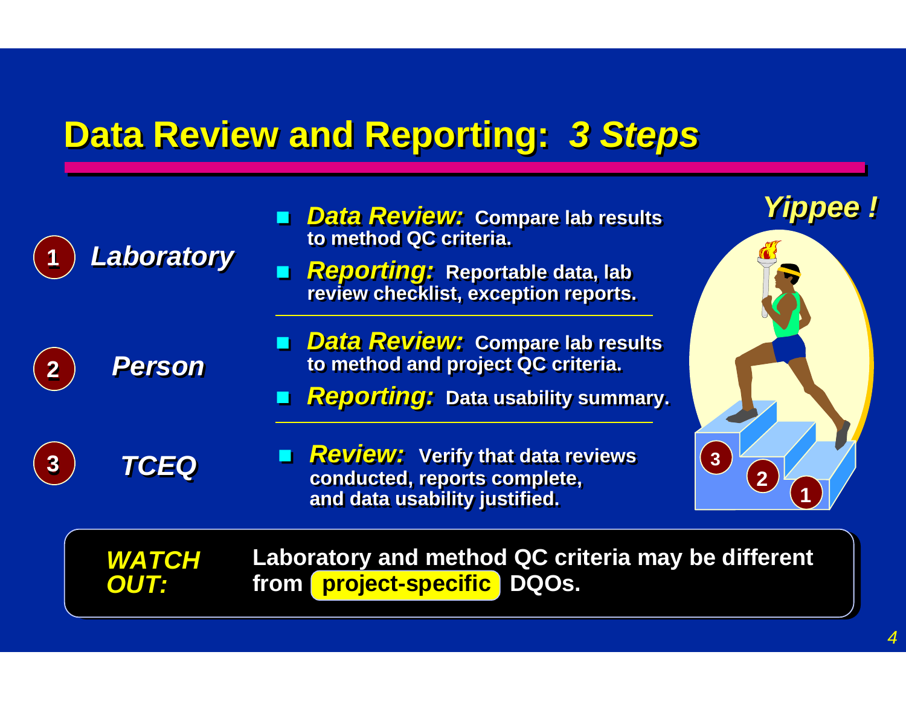# Data Review and Reporting: *3 Steps*

**1 *Laboratory***

- ***Data Review:*** **Compare lab results to method QC criteria.**
- ***Reporting:*** **Reportable data, lab review checklist, exception reports.**

**2 *Person***

- ***Data Review:*** **Compare lab results to method and project QC criteria.**
- ***Reporting:*** **Data usability summary.**

**3 *TCEQ***

- ***Review:*** **Verify that data reviews conducted, reports complete, and data usability justified.**

***Yippee !***

***WATCH OUT:*** **Laboratory and method QC criteria may be different from project-specific DQOs.**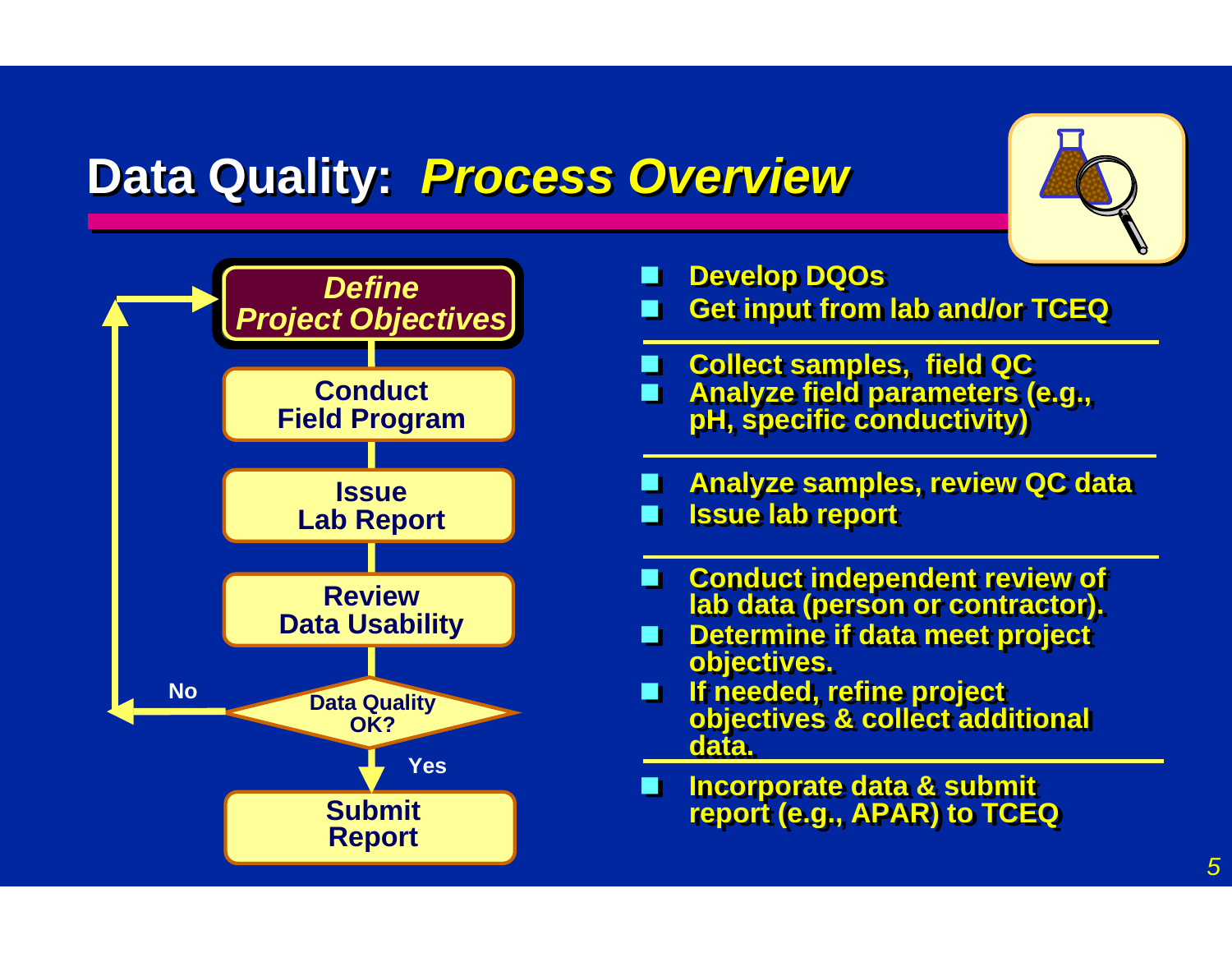# Data Quality: *Process Over­view*

- **Define Project Objectives**
  - Develop DQOs
  - Get input from lab and/or TCEQ
- **Conduct Field Program**
  - Collect samples, field QC
  - Analyze field parameters (e.g., pH, specific conductivity)
- **Issue Lab Report**
  - Analyze samples, review QC data
  - Issue lab report
- **Review Data Usability**
  - Conduct independent review of lab data (person or contractor).
  - Determine if data meet project objectives.
  - If needed, refine project objectives & collect additional data.
- **Data Quality OK?**
  - No → return to Define Project Objectives
  - Yes → Submit Report
- **Submit Report**
  - Incorporate data & submit report (e.g., APAR) to TCEQ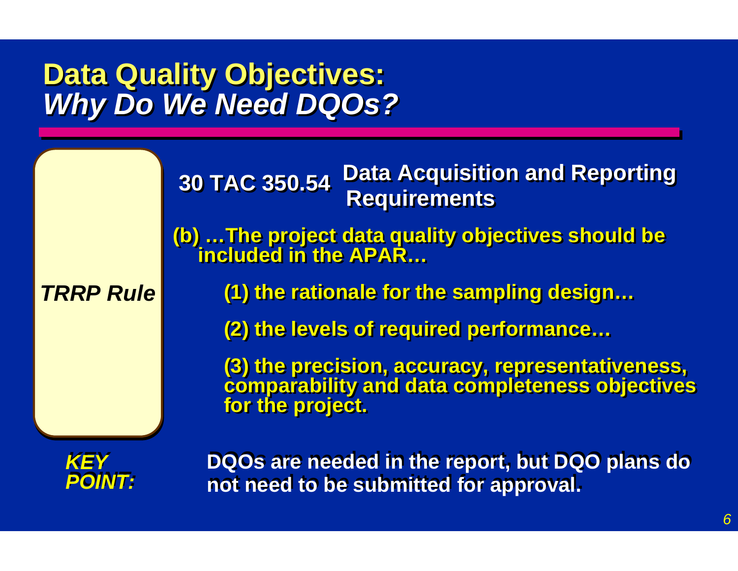# Data Quality Objectives: *Why Do We Need DQOs?*

*TRRP Rule*

**30 TAC 350.54 Data Acquisition and Reporting Requirements**

**(b) …The project data quality objectives should be included in the APAR…**

**(1) the rationale for the sampling design…**

**(2) the levels of required performance…**

**(3) the precision, accuracy, representativeness, comparability and data completeness objectives for the project.**

***KEY POINT:*** **DQOs are needed in the report, but DQO plans do not need to be submitted for approval.**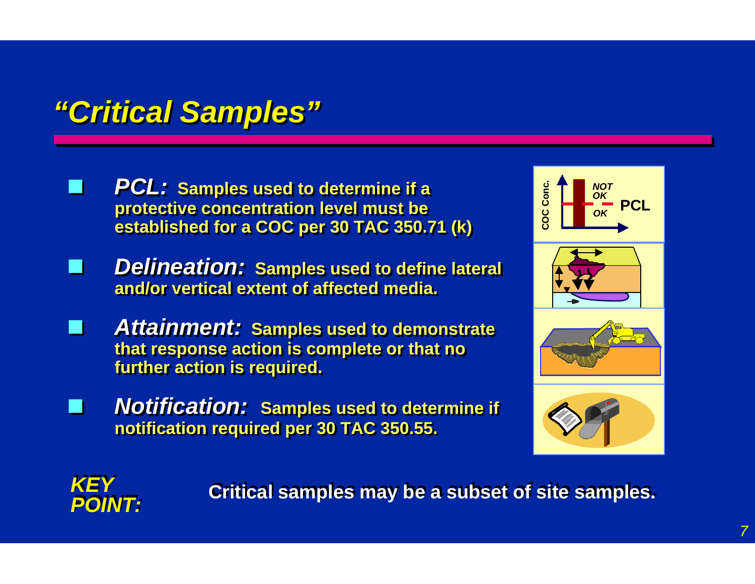# "Critical Samples"

- ***PCL:*** **Samples used to determine if a protective concentration level must be established for a COC per 30 TAC 350.71 (k)**
- ***Delineation:*** **Samples used to define lateral and/or vertical extent of affected media.**
- ***Attainment:*** **Samples used to demonstrate that response action is complete or that no further action is required.**
- ***Notification:*** **Samples used to determine if notification required per 30 TAC 350.55.**

***KEY POINT:*** **Critical samples may be a subset of site samples.**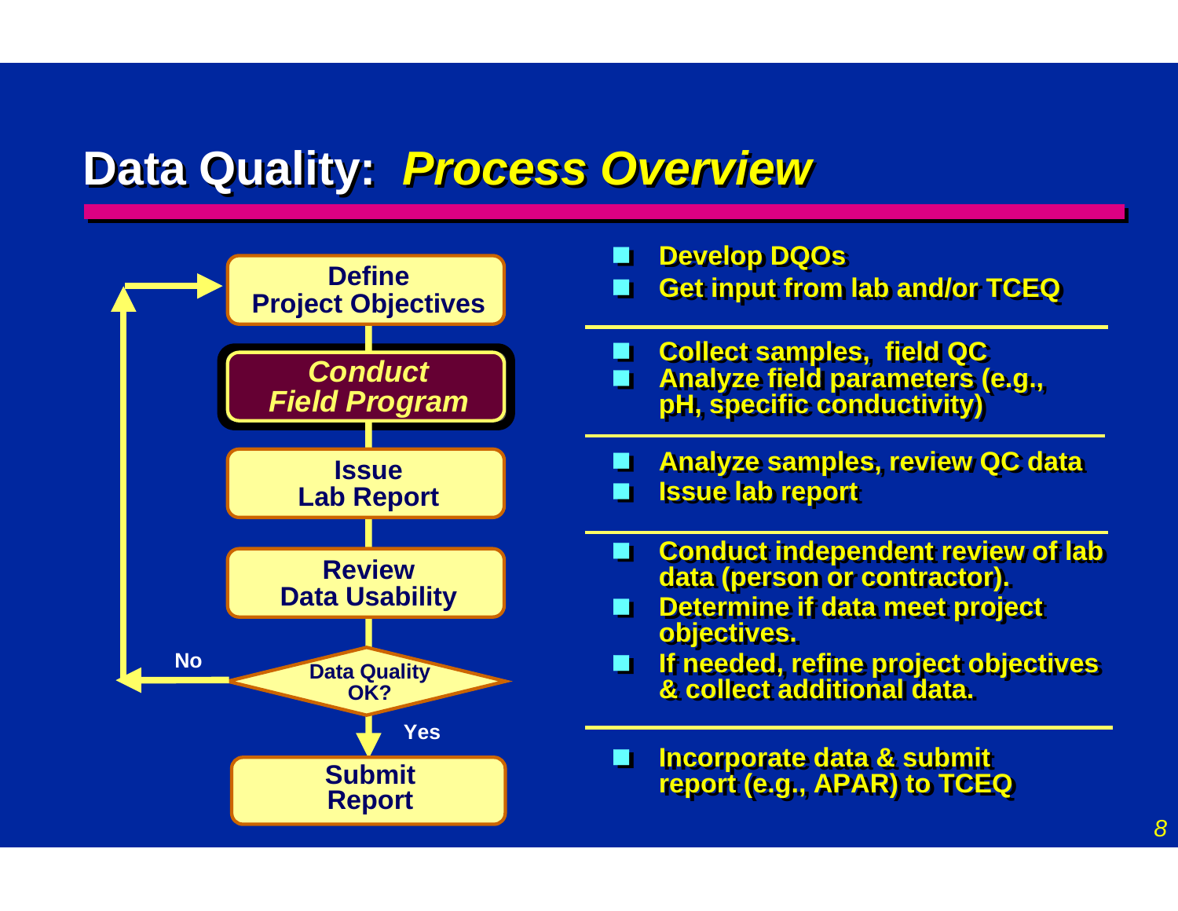# Data Quality: *Process Overview*

**Define Project Objectives**

- Develop DQOs
- Get input from lab and/or TCEQ

***Conduct Field Program***

- Collect samples, field QC
- Analyze field parameters (e.g., pH, specific conductivity)

**Issue Lab Report**

- Analyze samples, review QC data
- Issue lab report

**Review Data Usability**

**Data Quality OK?** (No → return to Define Project Objectives; Yes → Submit Report)

- Conduct independent review of lab data (person or contractor).
- Determine if data meet project objectives.
- If needed, refine project objectives & collect additional data.

**Submit Report**

- Incorporate data & submit report (e.g., APAR) to TCEQ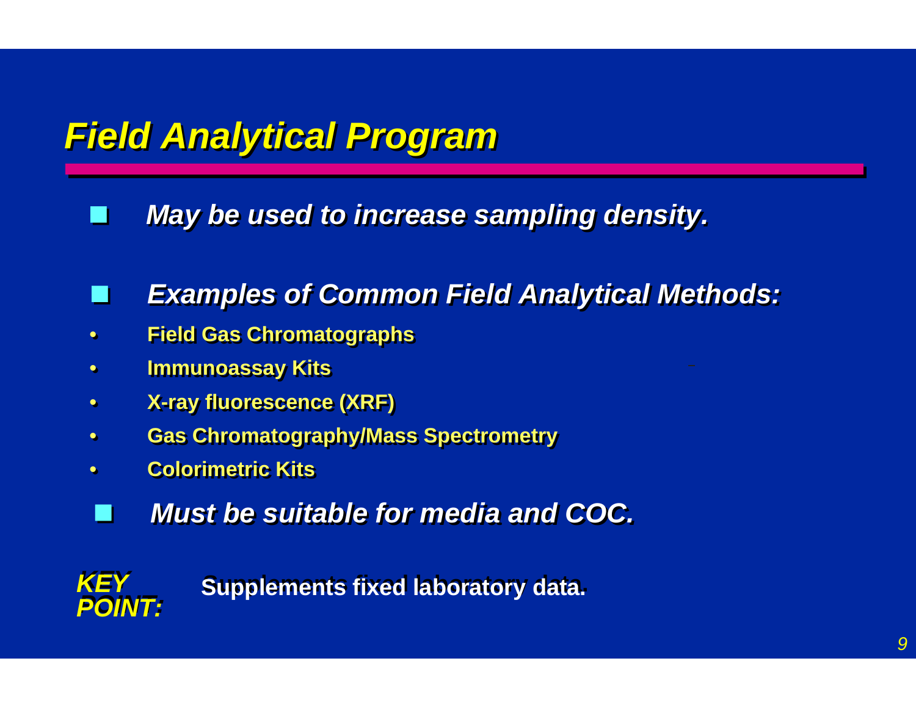# *Field Analytical Program*

- ***May be used to increase sampling density.***

- ***Examples of Common Field Analytical Methods:***
  - **Field Gas Chromatographs**
  - **Immunoassay Kits**
  - **X-ray fluorescence (XRF)**
  - **Gas Chromatography/Mass Spectrometry**
  - **Colorimetric Kits**

- ***Must be suitable for media and COC.***

***KEY POINT:*** **Supplements fixed laboratory data.**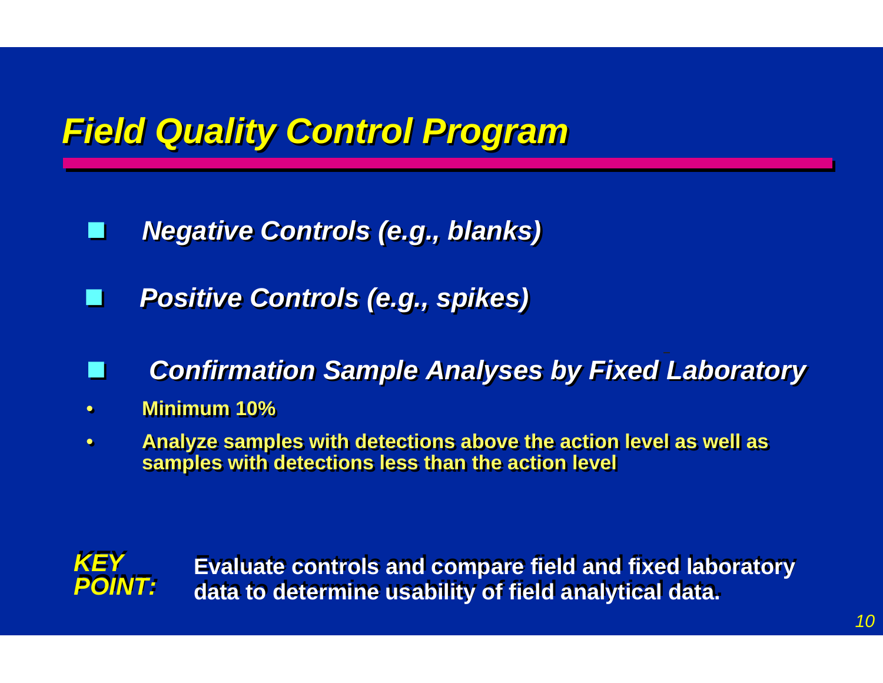# Field Quality Control Program

- *Negative Controls (e.g., blanks)*
- *Positive Controls (e.g., spikes)*
- *Confirmation Sample Analyses by Fixed Laboratory*
  - **Minimum 10%**
  - **Analyze samples with detections above the action level as well as samples with detections less than the action level**

***KEY POINT:*** **Evaluate controls and compare field and fixed laboratory data to determine usability of field analytical data.**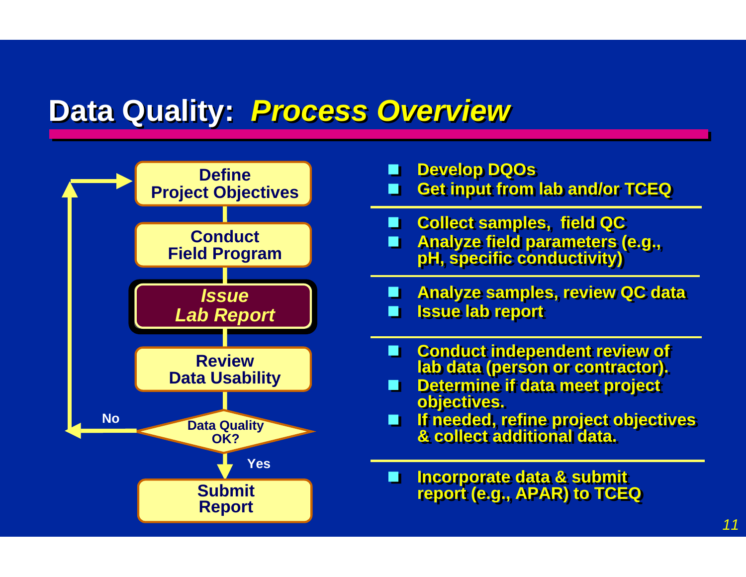# Data Quality: *Process Overview*

| Process Step | Activities |
| --- | --- |
| Define Project Objectives | Develop DQOs; Get input from lab and/or TCEQ |
| Conduct Field Program | Collect samples, field QC; Analyze field parameters (e.g., pH, specific conductivity) |
| ***Issue Lab Report*** | Analyze samples, review QC data; Issue lab report |
| Review Data Usability | Conduct independent review of lab data (person or contractor).; Determine if data meet project objectives.; If needed, refine project objectives & collect additional data. |
| Data Quality OK? (No → return to Define Project Objectives; Yes → Submit Report) | |
| Submit Report | Incorporate data & submit report (e.g., APAR) to TCEQ |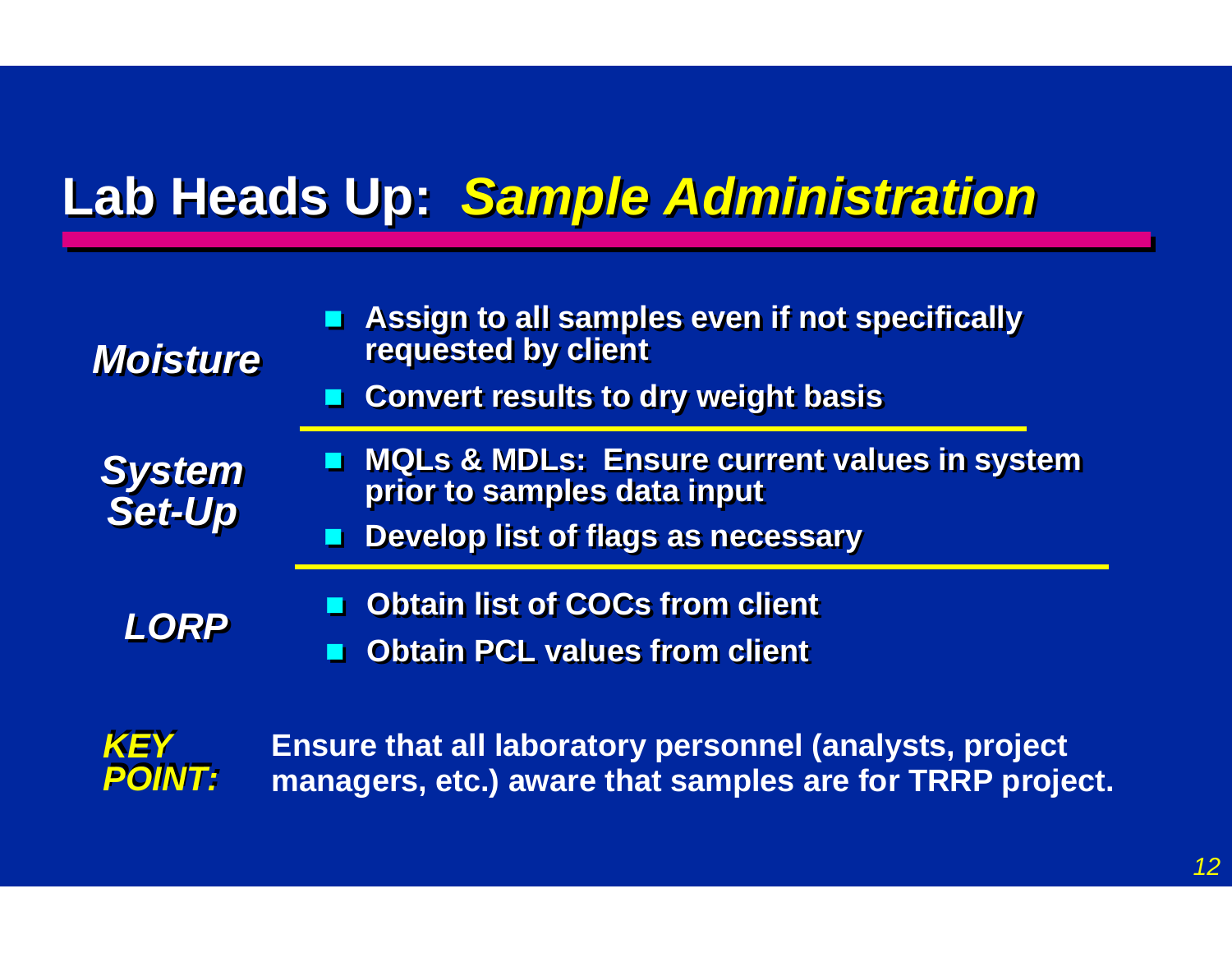# Lab Heads Up: *Sample Administration*

***Moisture***

- Assign to all samples even if not specifically requested by client
- Convert results to dry weight basis

***System Set-Up***

- MQLs & MDLs: Ensure current values in system prior to samples data input
- Develop list of flags as necessary

***LORP***

- Obtain list of COCs from client
- Obtain PCL values from client

***KEY POINT:*** **Ensure that all laboratory personnel (analysts, project managers, etc.) aware that samples are for TRRP project.**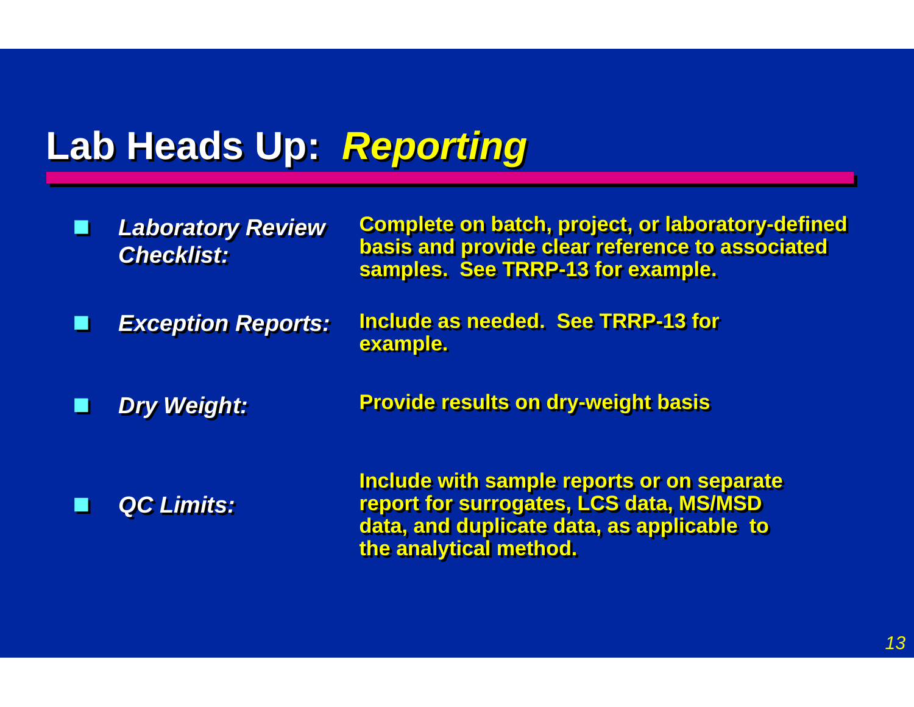# Lab Heads Up: *Reporting*

- ***Laboratory Review Checklist:*** **Complete on batch, project, or laboratory-defined basis and provide clear reference to associated samples. See TRRP-13 for example.**
- ***Exception Reports:*** **Include as needed. See TRRP-13 for example.**
- ***Dry Weight:*** **Provide results on dry-weight basis**
- ***QC Limits:*** **Include with sample reports or on separate report for surrogates, LCS data, MS/MSD data, and duplicate data, as applicable to the analytical method.**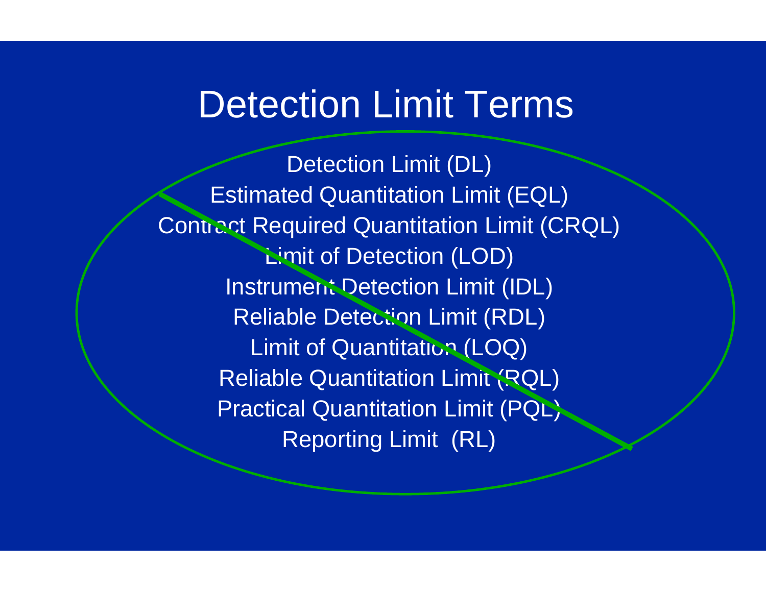# Detection Limit Terms

Detection Limit (DL)

Estimated Quantitation Limit (EQL)

Contract Required Quantitation Limit (CRQL)

Limit of Detection (LOD)

Instrument Detection Limit (IDL)

Reliable Detection Limit (RDL)

Limit of Quantitation (LOQ)

Reliable Quantitation Limit (RQL)

Practical Quantitation Limit (PQL)

Reporting Limit (RL)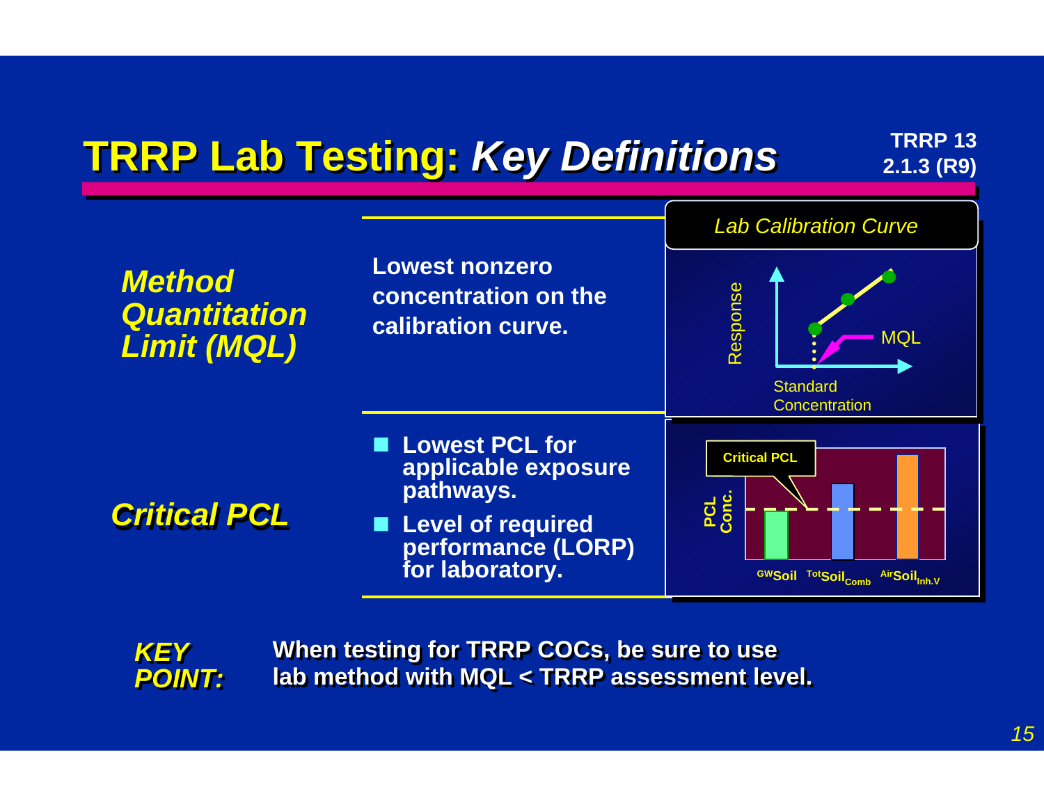# TRRP Lab Testing: *Key Definitions*

**TRRP 13 2.1.3 (R9)**

| | | |
|---|---|---|
| ***Method Quantitation Limit (MQL)*** | **Lowest nonzero concentration on the calibration curve.** | *Lab Calibration Curve* — Response vs. Standard Concentration; MQL |
| ***Critical PCL*** | **▪ Lowest PCL for applicable exposure pathways.** <br> **▪ Level of required performance (LORP) for laboratory.** | Critical PCL — PCL Conc.; $^{GW}Soil$, $^{Tot}Soil_{Comb}$, $^{Air}Soil_{Inh.V}$ |

***KEY POINT:*** **When testing for TRRP COCs, be sure to use lab method with MQL < TRRP assessment level.**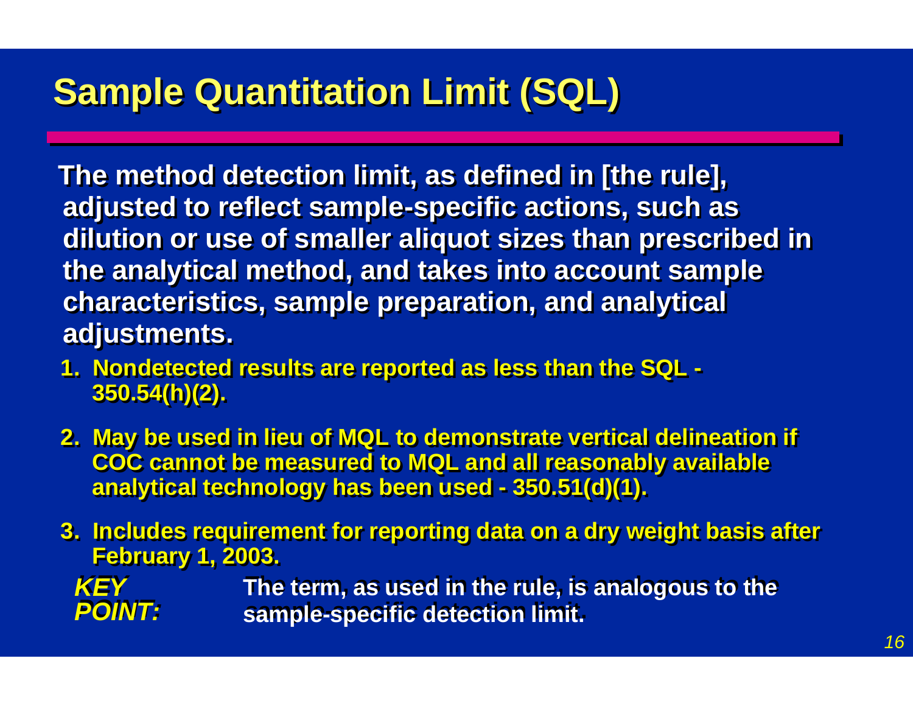# Sample Quantitation Limit (SQL)

**The method detection limit, as defined in [the rule], adjusted to reflect sample-specific actions, such as dilution or use of smaller aliquot sizes than prescribed in the analytical method, and takes into account sample characteristics, sample preparation, and analytical adjustments.**

1. **Nondetected results are reported as less than the SQL - 350.54(h)(2).**
2. **May be used in lieu of MQL to demonstrate vertical delineation if COC cannot be measured to MQL and all reasonably available analytical technology has been used - 350.51(d)(1).**
3. **Includes requirement for reporting data on a dry weight basis after February 1, 2003.**

***KEY POINT:*** **The term, as used in the rule, is analogous to the sample-specific detection limit.**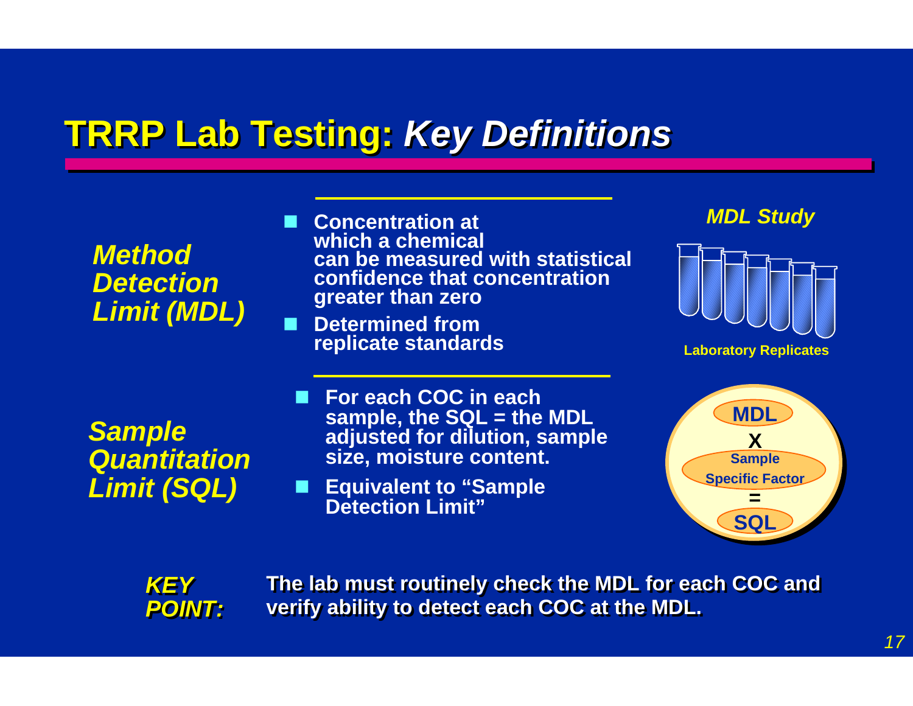# TRRP Lab Testing: *Key Definitions*

***Method Detection Limit (MDL)***

- Concentration at which a chemical can be measured with statistical confidence that concentration greater than zero
- Determined from replicate standards

*MDL Study*

Laboratory Replicates

***Sample Quantitation Limit (SQL)***

- For each COC in each sample, the SQL = the MDL adjusted for dilution, sample size, moisture content.
- Equivalent to "Sample Detection Limit"

MDL X Sample Specific Factor = SQL

***KEY POINT:*** **The lab must routinely check the MDL for each COC and verify ability to detect each COC at the MDL.**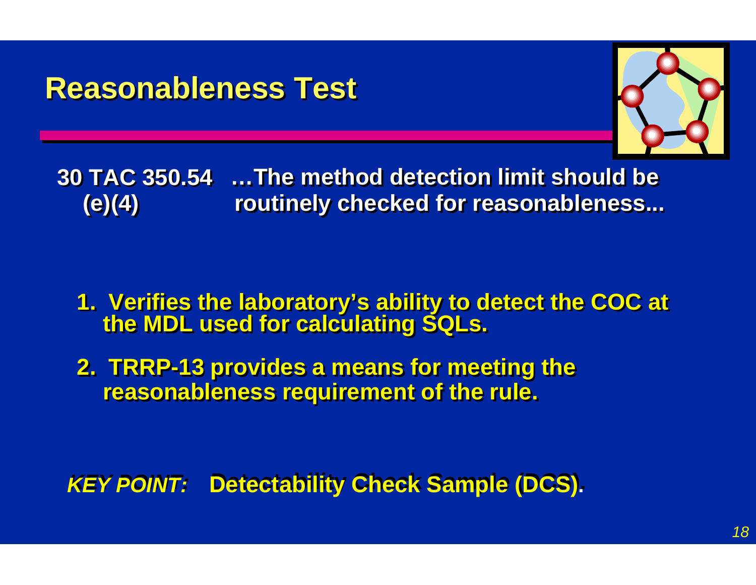# Reasonableness Test

**30 TAC 350.54 (e)(4)** …The method detection limit should be routinely checked for reasonableness...

1. Verifies the laboratory's ability to detect the COC at the MDL used for calculating SQLs.
2. TRRP-13 provides a means for meeting the reasonableness requirement of the rule.

***KEY POINT:*** **Detectability Check Sample (DCS).**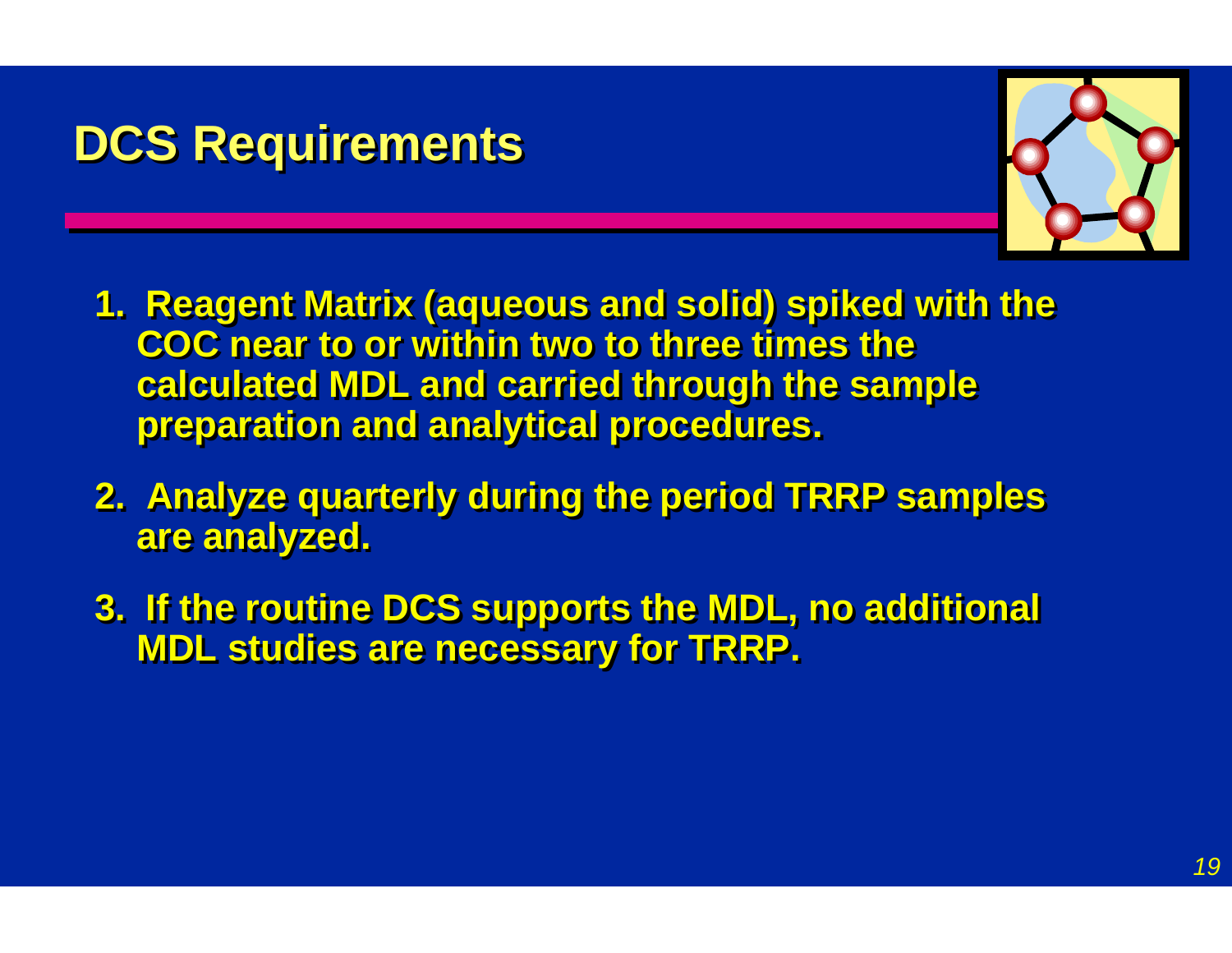# DCS Requirements

1. Reagent Matrix (aqueous and solid) spiked with the COC near to or within two to three times the calculated MDL and carried through the sample preparation and analytical procedures.
2. Analyze quarterly during the period TRRP samples are analyzed.
3. If the routine DCS supports the MDL, no additional MDL studies are necessary for TRRP.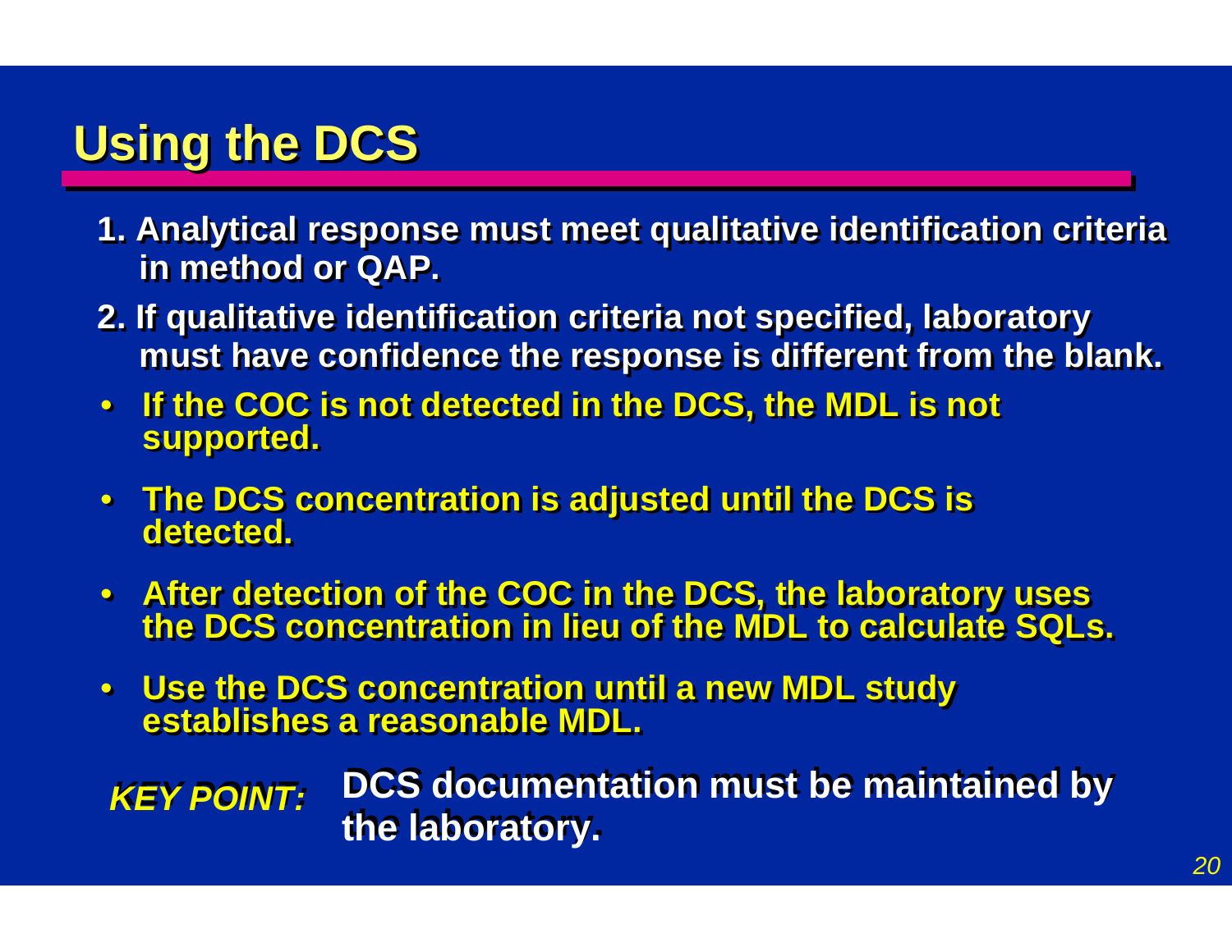# Using the DCS

1. Analytical response must meet qualitative identification criteria in method or QAP.
2. If qualitative identification criteria not specified, laboratory must have confidence the response is different from the blank.

- If the COC is not detected in the DCS, the MDL is not supported.
- The DCS concentration is adjusted until the DCS is detected.
- After detection of the COC in the DCS, the laboratory uses the DCS concentration in lieu of the MDL to calculate SQLs.
- Use the DCS concentration until a new MDL study establishes a reasonable MDL.

***KEY POINT:*** **DCS documentation must be maintained by the laboratory.**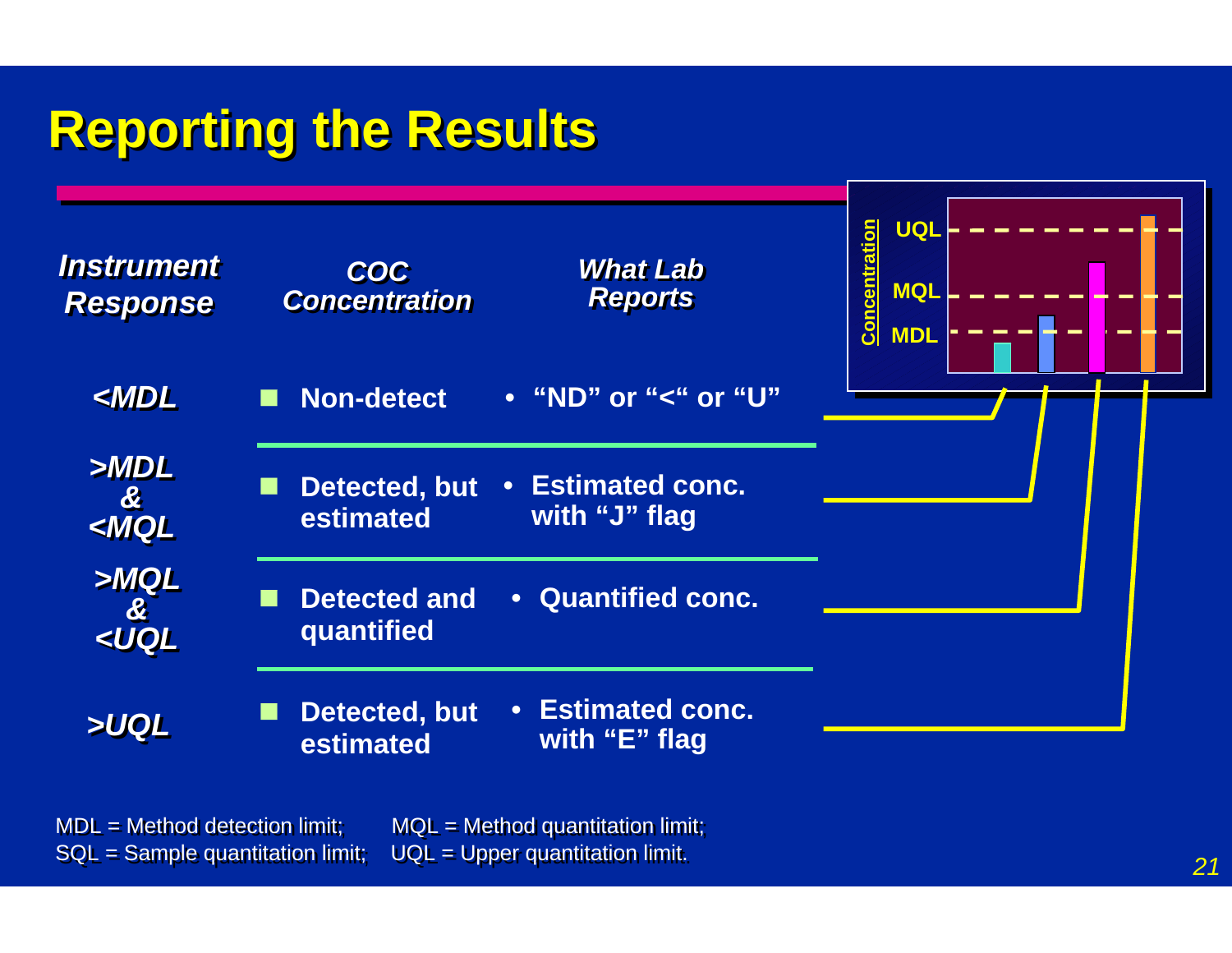# Reporting the Results

| Instrument Response | COC Concentration | What Lab Reports |
| --- | --- | --- |
| <MDL | Non-detect | "ND" or "<" or "U" |
| >MDL & <MQL | Detected, but estimated | Estimated conc. with "J" flag |
| >MQL & <UQL | Detected and quantified | Quantified conc. |
| >UQL | Detected, but estimated | Estimated conc. with "E" flag |

MDL = Method detection limit; MQL = Method quantitation limit;
SQL = Sample quantitation limit; UQL = Upper quantitation limit.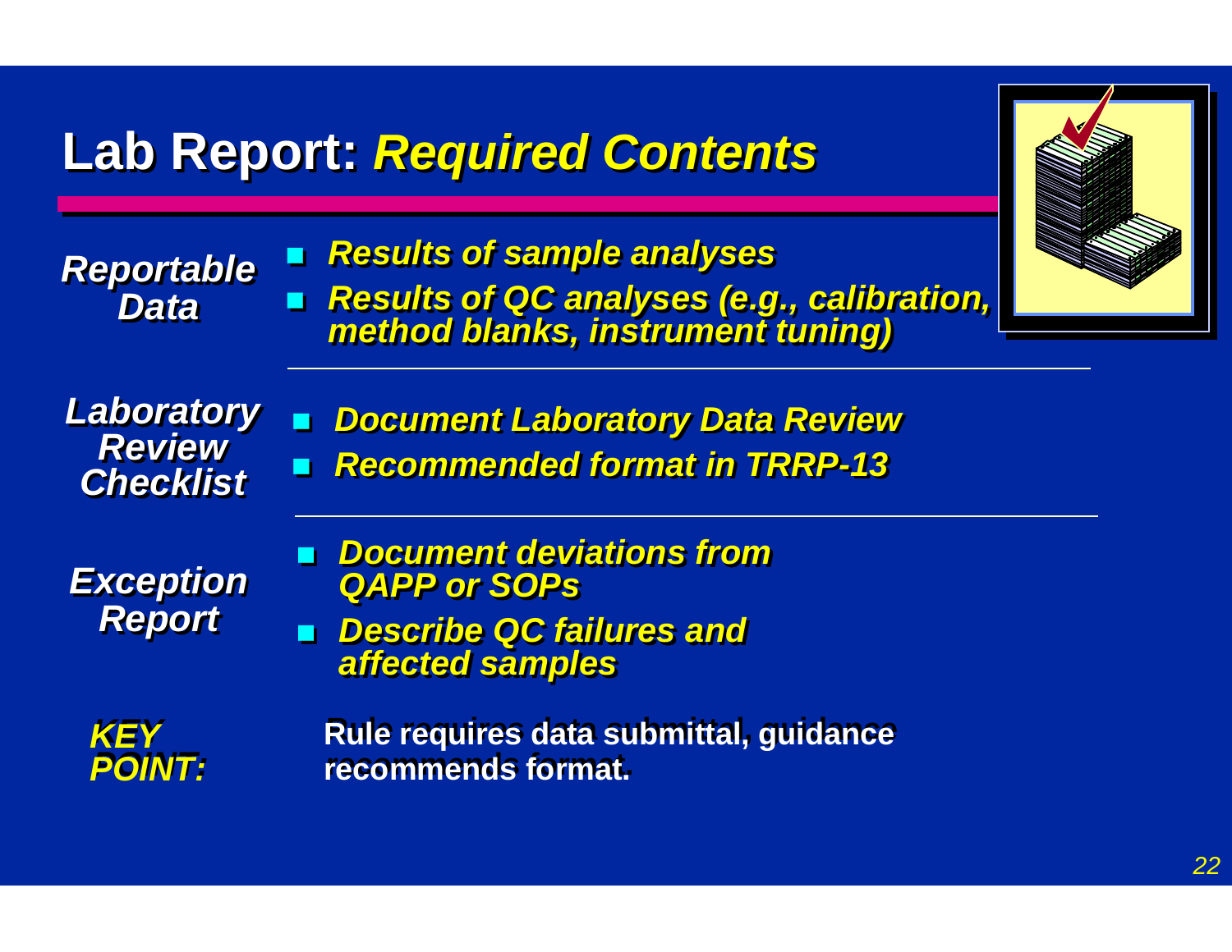# Lab Report: *Required Contents*

***Reportable Data***

- *Results of sample analyses*
- *Results of QC analyses (e.g., calibration, method blanks, instrument tuning)*

***Laboratory Review Checklist***

- *Document Laboratory Data Review*
- *Recommended format in TRRP-13*

***Exception Report***

- *Document deviations from QAPP or SOPs*
- *Describe QC failures and affected samples*

***KEY POINT:*** **Rule requires data submittal, guidance recommends format.**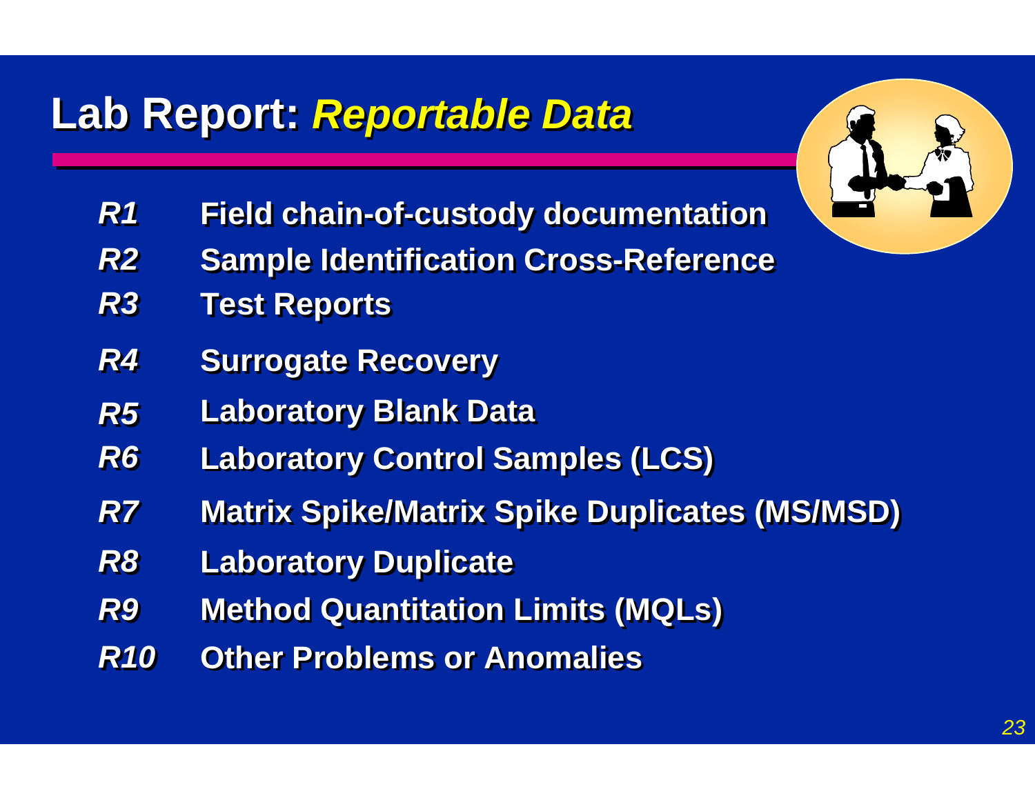# Lab Report: *Reportable Data*

- ***R1*** **Field chain-of-custody documentation**
- ***R2*** **Sample Identification Cross-Reference**
- ***R3*** **Test Reports**
- ***R4*** **Surrogate Recovery**
- ***R5*** **Laboratory Blank Data**
- ***R6*** **Laboratory Control Samples (LCS)**
- ***R7*** **Matrix Spike/Matrix Spike Duplicates (MS/MSD)**
- ***R8*** **Laboratory Duplicate**
- ***R9*** **Method Quantitation Limits (MQLs)**
- ***R10*** **Other Problems or Anomalies**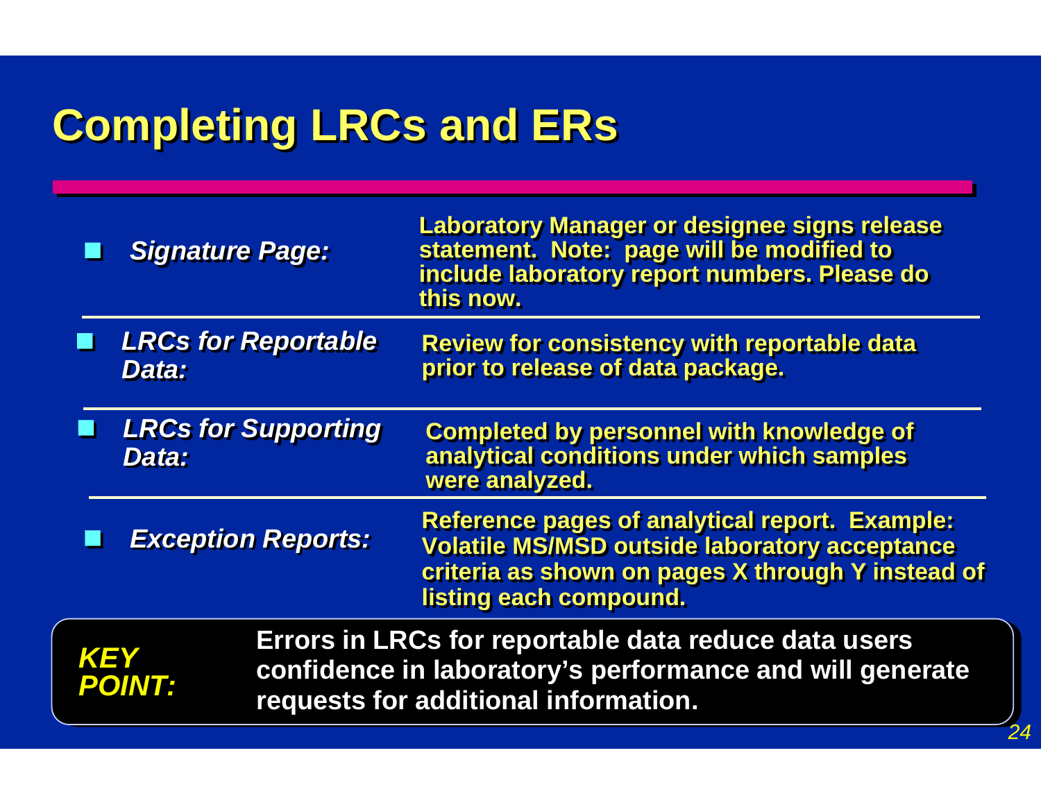# Completing LRCs and ERs

- ***Signature Page:*** **Laboratory Manager or designee signs release statement. Note: page will be modified to include laboratory report numbers. Please do this now.**

- ***LRCs for Reportable Data:*** **Review for consistency with reportable data prior to release of data package.**

- ***LRCs for Supporting Data:*** **Completed by personnel with knowledge of analytical conditions under which samples were analyzed.**

- ***Exception Reports:*** **Reference pages of analytical report. Example: Volatile MS/MSD outside laboratory acceptance criteria as shown on pages X through Y instead of listing each compound.**

***KEY POINT:*** **Errors in LRCs for reportable data reduce data users confidence in laboratory's performance and will generate requests for additional information.**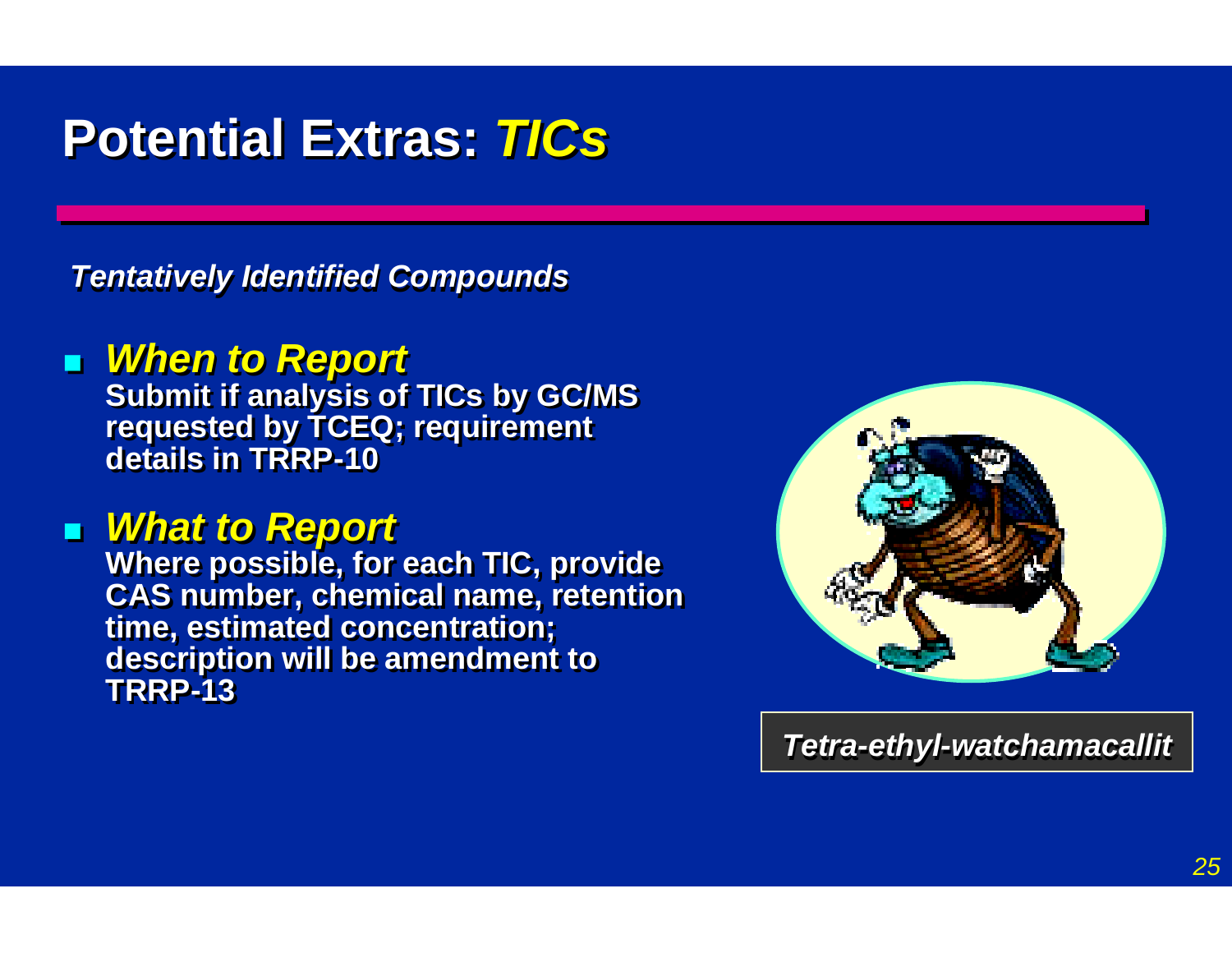# Potential Extras: *TICs*

***Tentatively Identified Compounds***

- ***When to Report***
  **Submit if analysis of TICs by GC/MS requested by TCEQ; requirement details in TRRP-10**

- ***What to Report***
  **Where possible, for each TIC, provide CAS number, chemical name, retention time, estimated concentration; description will be amendment to TRRP-13**

***Tetra-ethyl-watchamacallit***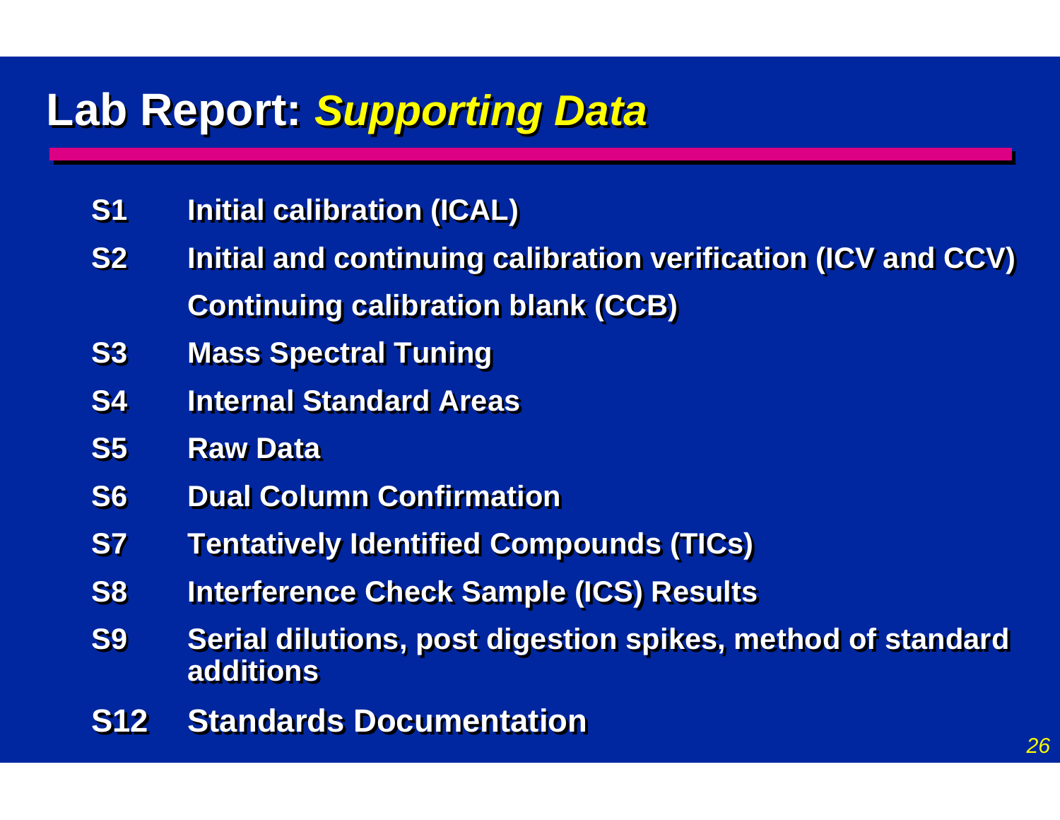# Lab Report: *Supporting Data*

| | |
|---|---|
| **S1** | **Initial calibration (ICAL)** |
| **S2** | **Initial and continuing calibration verification (ICV and CCV)** |
| | **Continuing calibration blank (CCB)** |
| **S3** | **Mass Spectral Tuning** |
| **S4** | **Internal Standard Areas** |
| **S5** | **Raw Data** |
| **S6** | **Dual Column Confirmation** |
| **S7** | **Tentatively Identified Compounds (TICs)** |
| **S8** | **Interference Check Sample (ICS) Results** |
| **S9** | **Serial dilutions, post digestion spikes, method of standard additions** |
| **S12** | **Standards Documentation** |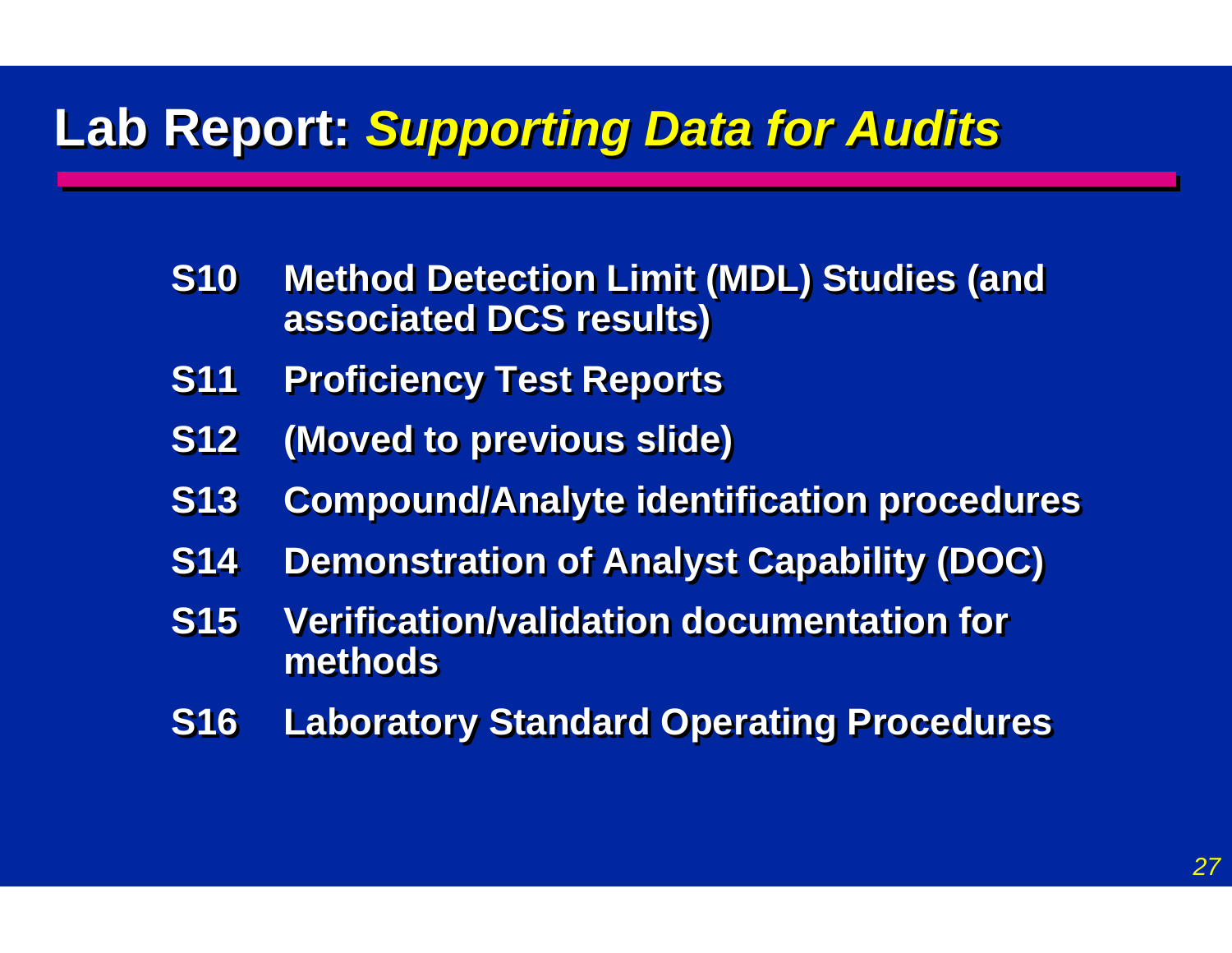# Lab Report: *Supporting Data for Audits*

- **S10** Method Detection Limit (MDL) Studies (and associated DCS results)
- **S11** Proficiency Test Reports
- **S12** (Moved to previous slide)
- **S13** Compound/Analyte identification procedures
- **S14** Demonstration of Analyst Capability (DOC)
- **S15** Verification/validation documentation for methods
- **S16** Laboratory Standard Operating Procedures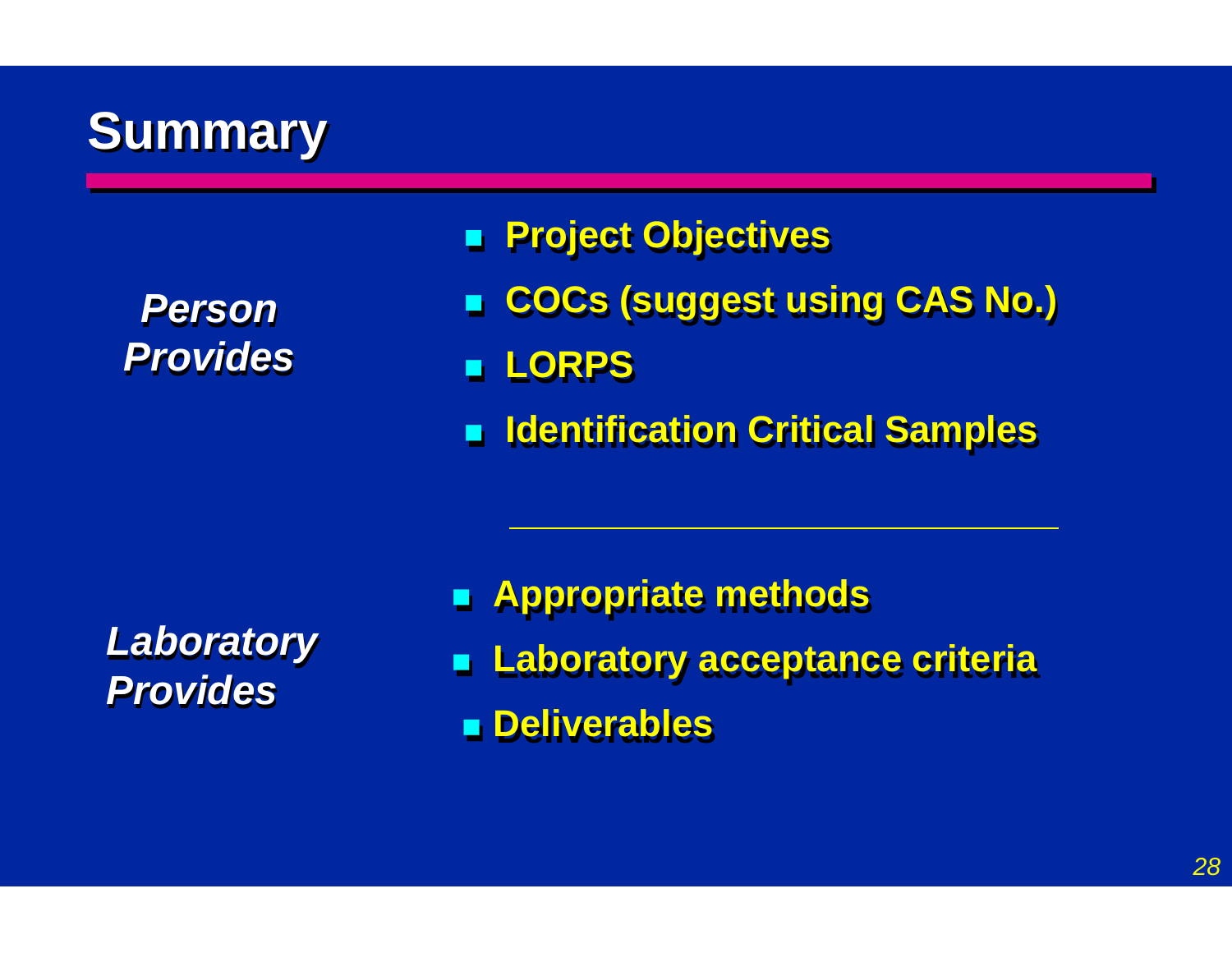# Summary

***Person Provides***

- **Project Objectives**
- **COCs (suggest using CAS No.)**
- **LORPS**
- **Identification Critical Samples**

---

***Laboratory Provides***

- **Appropriate methods**
- **Laboratory acceptance criteria**
- **Deliverables**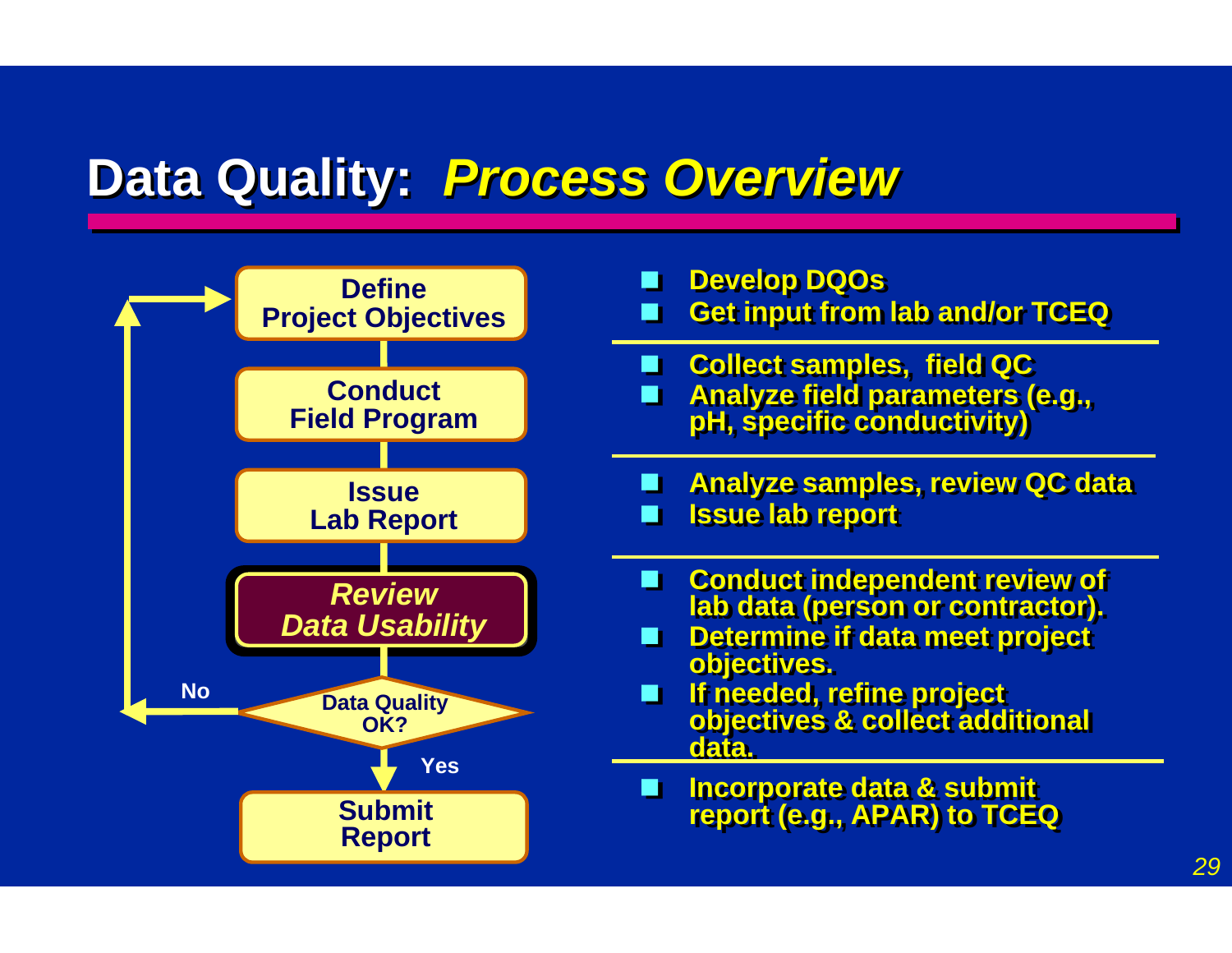# Data Quality: *Process Overview*

| Process Step | Activities |
| --- | --- |
| Define Project Objectives | Develop DQOs; Get input from lab and/or TCEQ |
| Conduct Field Program | Collect samples, field QC; Analyze field parameters (e.g., pH, specific conductivity) |
| Issue Lab Report | Analyze samples, review QC data; Issue lab report |
| ***Review Data Usability*** | Conduct independent review of lab data (person or contractor). Determine if data meet project objectives. If needed, refine project objectives & collect additional data. |
| Data Quality OK? (No → return to Define Project Objectives; Yes → Submit Report) | |
| Submit Report | Incorporate data & submit report (e.g., APAR) to TCEQ |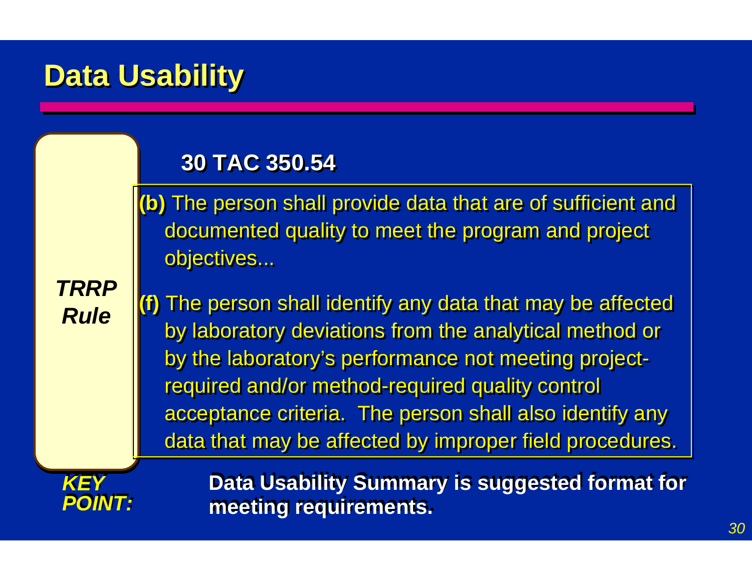# Data Usability

***TRRP Rule***

## 30 TAC 350.54

**(b)** The person shall provide data that are of sufficient and documented quality to meet the program and project objectives...

**(f)** The person shall identify any data that may be affected by laboratory deviations from the analytical method or by the laboratory's performance not meeting project-required and/or method-required quality control acceptance criteria. The person shall also identify any data that may be affected by improper field procedures.

***KEY POINT:*** **Data Usability Summary is suggested format for meeting requirements.**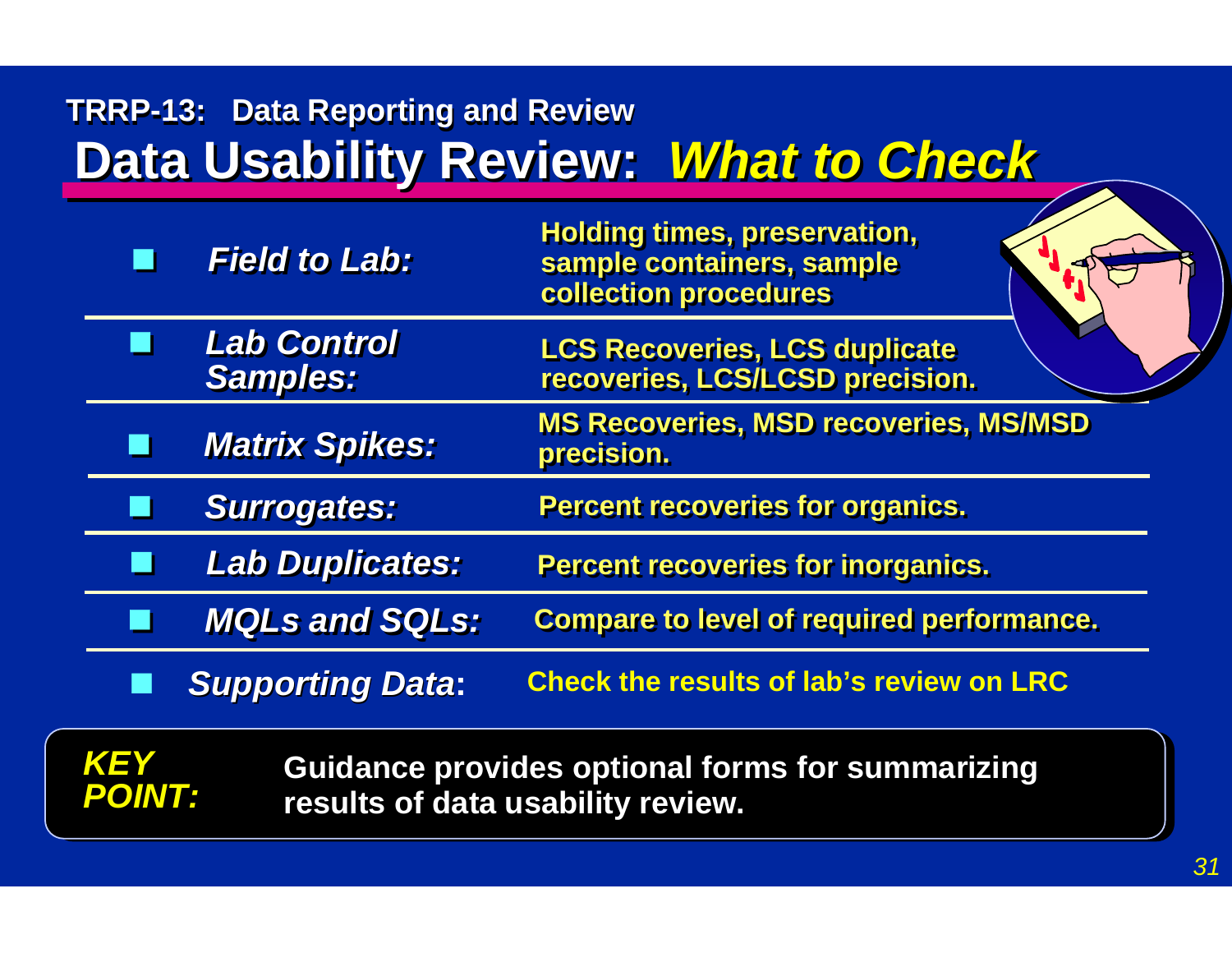TRRP-13: Data Reporting and Review

# Data Usability Review: *What to Check*

| | |
|---|---|
| ***Field to Lab:*** | **Holding times, preservation, sample containers, sample collection procedures** |
| ***Lab Control Samples:*** | **LCS Recoveries, LCS duplicate recoveries, LCS/LCSD precision.** |
| ***Matrix Spikes:*** | **MS Recoveries, MSD recoveries, MS/MSD precision.** |
| ***Surrogates:*** | **Percent recoveries for organics.** |
| ***Lab Duplicates:*** | **Percent recoveries for inorganics.** |
| ***MQLs and SQLs:*** | **Compare to level of required performance.** |
| ***Supporting Data*:** | **Check the results of lab's review on LRC** |

***KEY POINT:*** **Guidance provides optional forms for summarizing results of data usability review.**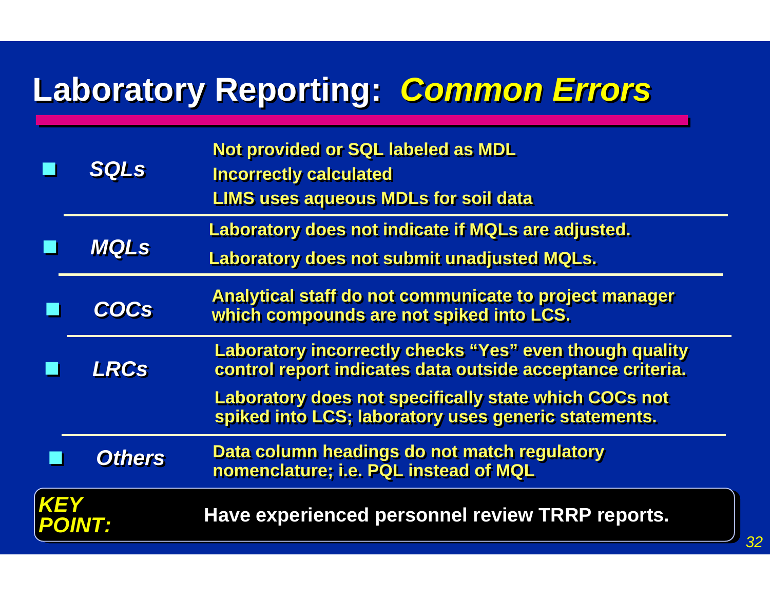# Laboratory Reporting: *Common Errors*

| | |
|---|---|
| ***SQLs*** | Not provided or SQL labeled as MDL<br>Incorrectly calculated<br>LIMS uses aqueous MDLs for soil data |
| ***MQLs*** | Laboratory does not indicate if MQLs are adjusted.<br>Laboratory does not submit unadjusted MQLs. |
| ***COCs*** | Analytical staff do not communicate to project manager which compounds are not spiked into LCS. |
| ***LRCs*** | Laboratory incorrectly checks "Yes" even though quality control report indicates data outside acceptance criteria.<br>Laboratory does not specifically state which COCs not spiked into LCS; laboratory uses generic statements. |
| ***Others*** | Data column headings do not match regulatory nomenclature; i.e. PQL instead of MQL |

***KEY POINT:*** **Have experienced personnel review TRRP reports.**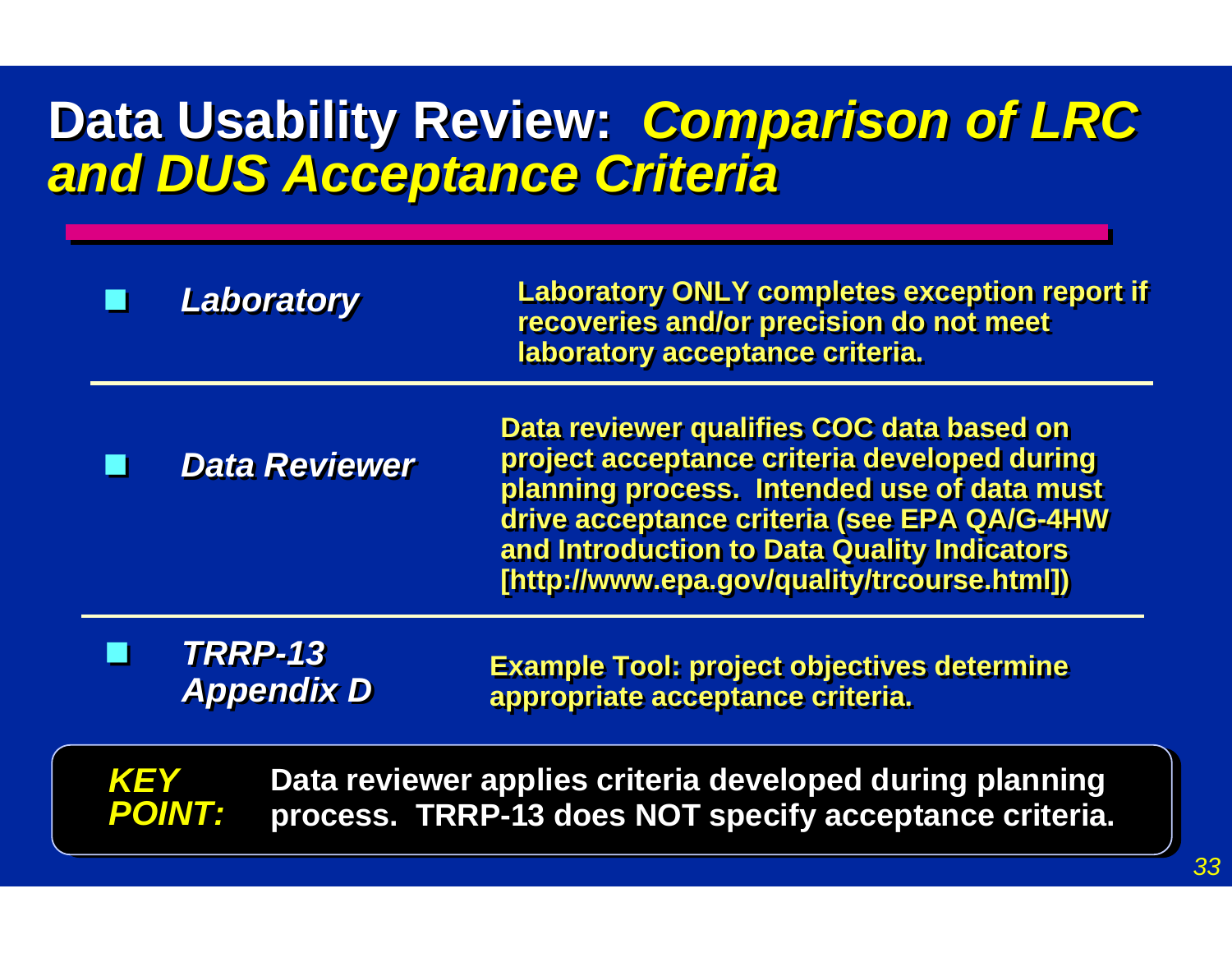# Data Usability Review: *Comparison of LRC and DUS Acceptance Criteria*

| | |
|---|---|
| ***Laboratory*** | **Laboratory ONLY completes exception report if recoveries and/or precision do not meet laboratory acceptance criteria.** |
| ***Data Reviewer*** | **Data reviewer qualifies COC data based on project acceptance criteria developed during planning process. Intended use of data must drive acceptance criteria (see EPA QA/G-4HW and Introduction to Data Quality Indicators [http://www.epa.gov/quality/trcourse.html])** |
| ***TRRP-13 Appendix D*** | **Example Tool: project objectives determine appropriate acceptance criteria.** |

***KEY POINT:*** **Data reviewer applies criteria developed during planning process. TRRP-13 does NOT specify acceptance criteria.**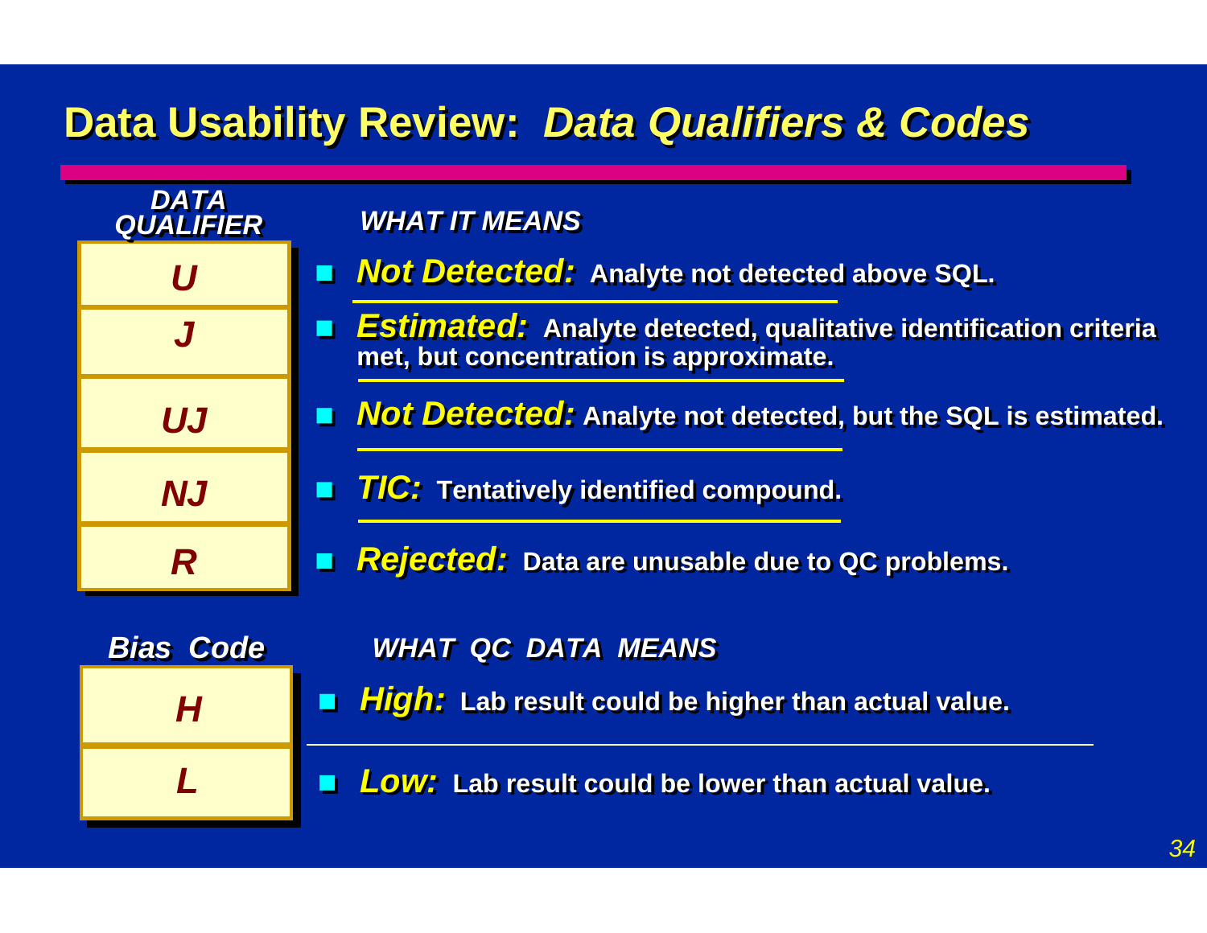# Data Usability Review: *Data Qualifiers & Codes*

| DATA QUALIFIER | WHAT IT MEANS |
| --- | --- |
| *U* | ***Not Detected:*** Analyte not detected above SQL. |
| *J* | ***Estimated:*** Analyte detected, qualitative identification criteria met, but concentration is approximate. |
| *UJ* | ***Not Detected:*** Analyte not detected, but the SQL is estimated. |
| *NJ* | ***TIC:*** Tentatively identified compound. |
| *R* | ***Rejected:*** Data are unusable due to QC problems. |

| Bias Code | WHAT QC DATA MEANS |
| --- | --- |
| *H* | ***High:*** Lab result could be higher than actual value. |
| *L* | ***Low:*** Lab result could be lower than actual value. |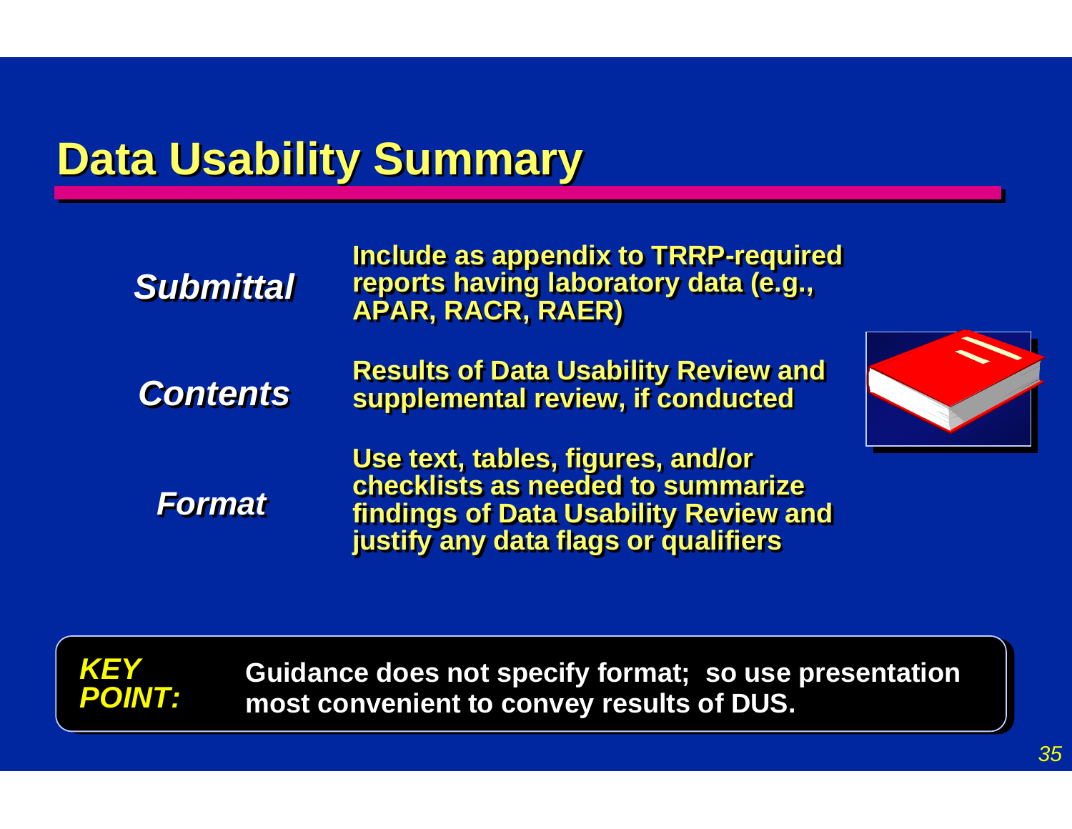# Data Usability Summary

| | |
|---|---|
| ***Submittal*** | **Include as appendix to TRRP-required reports having laboratory data (e.g., APAR, RACR, RAER)** |
| ***Contents*** | **Results of Data Usability Review and supplemental review, if conducted** |
| ***Format*** | **Use text, tables, figures, and/or checklists as needed to summarize findings of Data Usability Review and justify any data flags or qualifiers** |

***KEY POINT:*** **Guidance does not specify format; so use presentation most convenient to convey results of DUS.**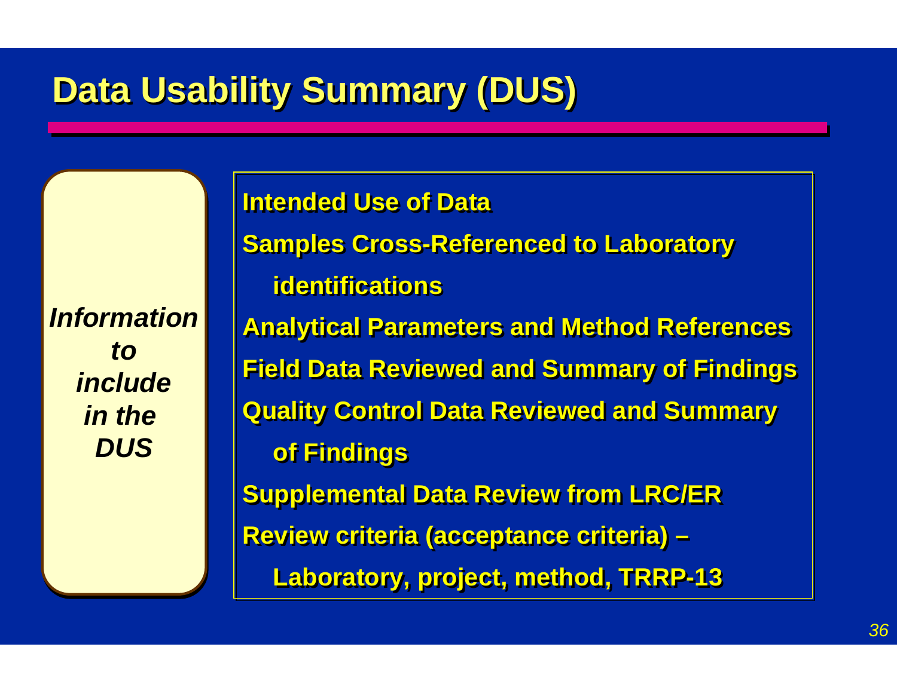# Data Usability Summary (DUS)

*Information to include in the DUS*

- **Intended Use of Data**
- **Samples Cross-Referenced to Laboratory identifications**
- **Analytical Parameters and Method References**
- **Field Data Reviewed and Summary of Findings**
- **Quality Control Data Reviewed and Summary of Findings**
- **Supplemental Data Review from LRC/ER**
- **Review criteria (acceptance criteria) – Laboratory, project, method, TRRP-13**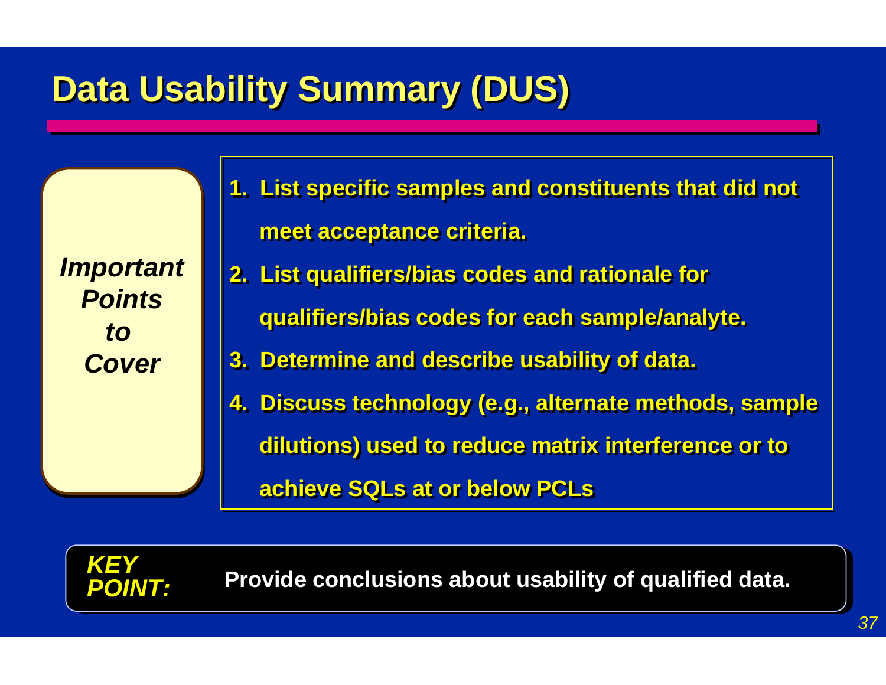# Data Usability Summary (DUS)

*Important Points to Cover*

1. List specific samples and constituents that did not meet acceptance criteria.
2. List qualifiers/bias codes and rationale for qualifiers/bias codes for each sample/analyte.
3. Determine and describe usability of data.
4. Discuss technology (e.g., alternate methods, sample dilutions) used to reduce matrix interference or to achieve SQLs at or below PCLs

***KEY POINT:*** **Provide conclusions about usability of qualified data.**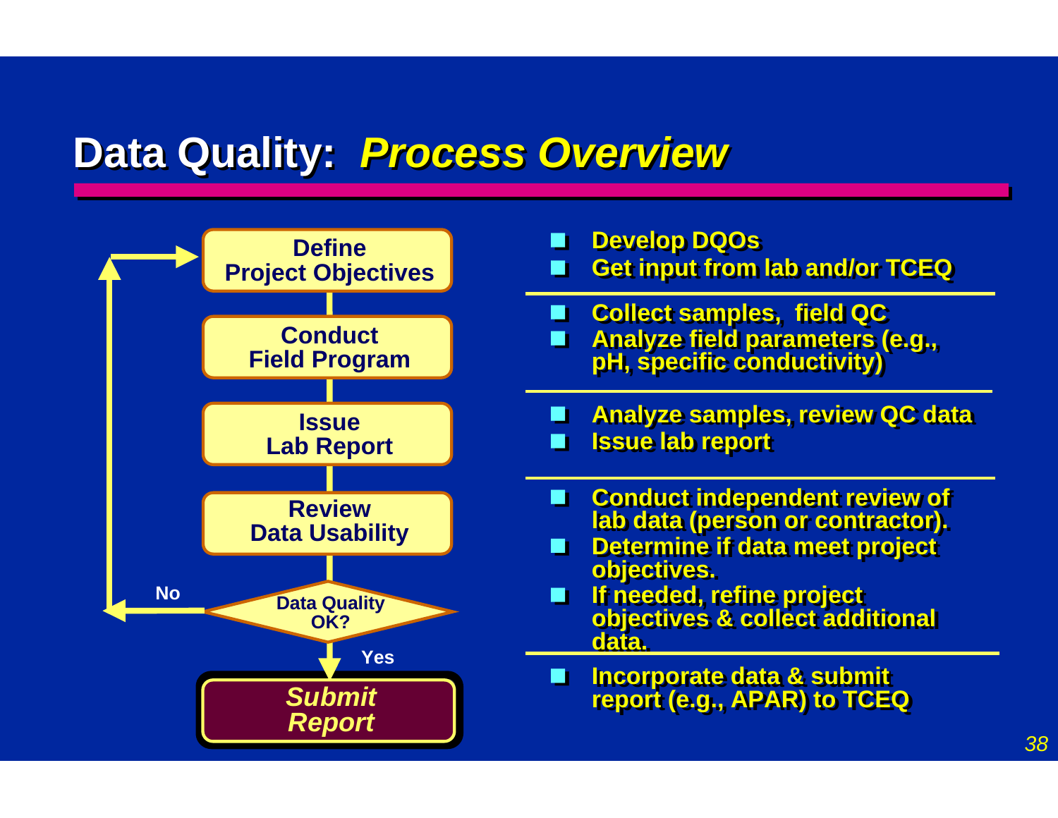# Data Quality: *Process Overview*

| Step | Activities |
| --- | --- |
| **Define Project Objectives** | ▪ Develop DQOs<br>▪ Get input from lab and/or TCEQ |
| **Conduct Field Program** | ▪ Collect samples, field QC<br>▪ Analyze field parameters (e.g., pH, specific conductivity) |
| **Issue Lab Report** | ▪ Analyze samples, review QC data<br>▪ Issue lab report |
| **Review Data Usability** → **Data Quality OK?** (No: return to Define Project Objectives) | ▪ Conduct independent review of lab data (person or contractor).<br>▪ Determine if data meet project objectives.<br>▪ If needed, refine project objectives & collect additional data. |
| **Yes → *Submit Report*** | ▪ Incorporate data & submit report (e.g., APAR) to TCEQ |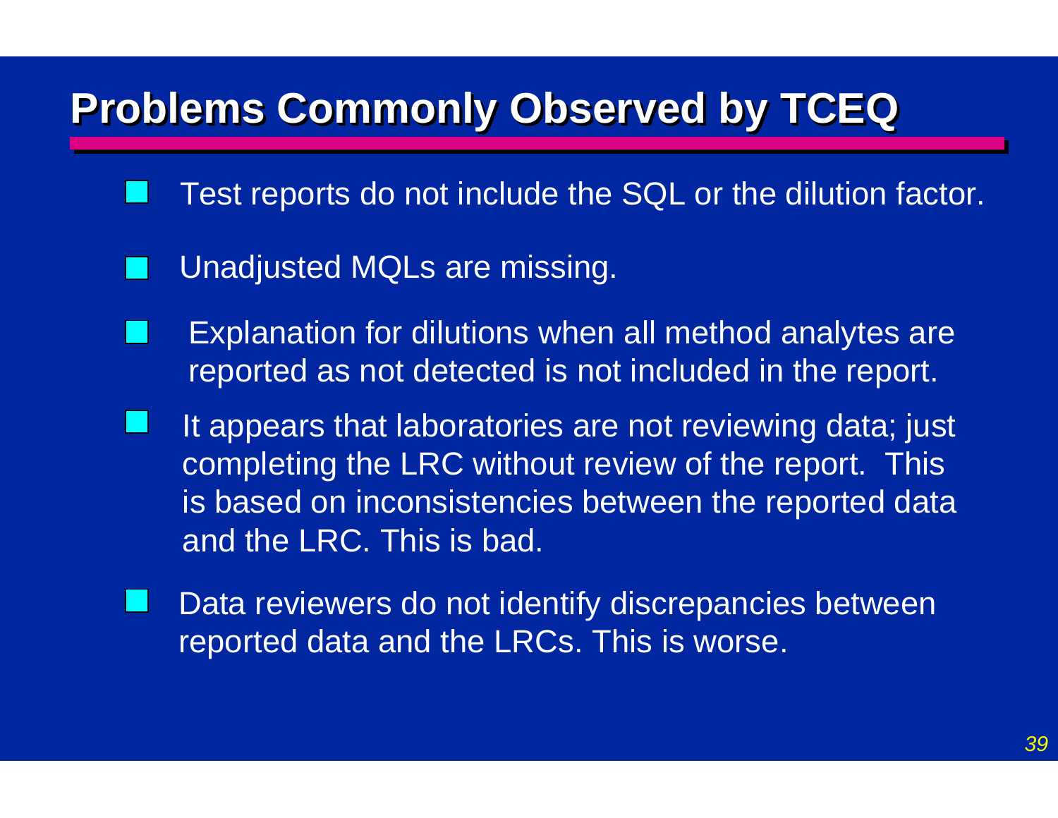# Problems Commonly Observed by TCEQ

- Test reports do not include the SQL or the dilution factor.
- Unadjusted MQLs are missing.
- Explanation for dilutions when all method analytes are reported as not detected is not included in the report.
- It appears that laboratories are not reviewing data; just completing the LRC without review of the report. This is based on inconsistencies between the reported data and the LRC. This is bad.
- Data reviewers do not identify discrepancies between reported data and the LRCs. This is worse.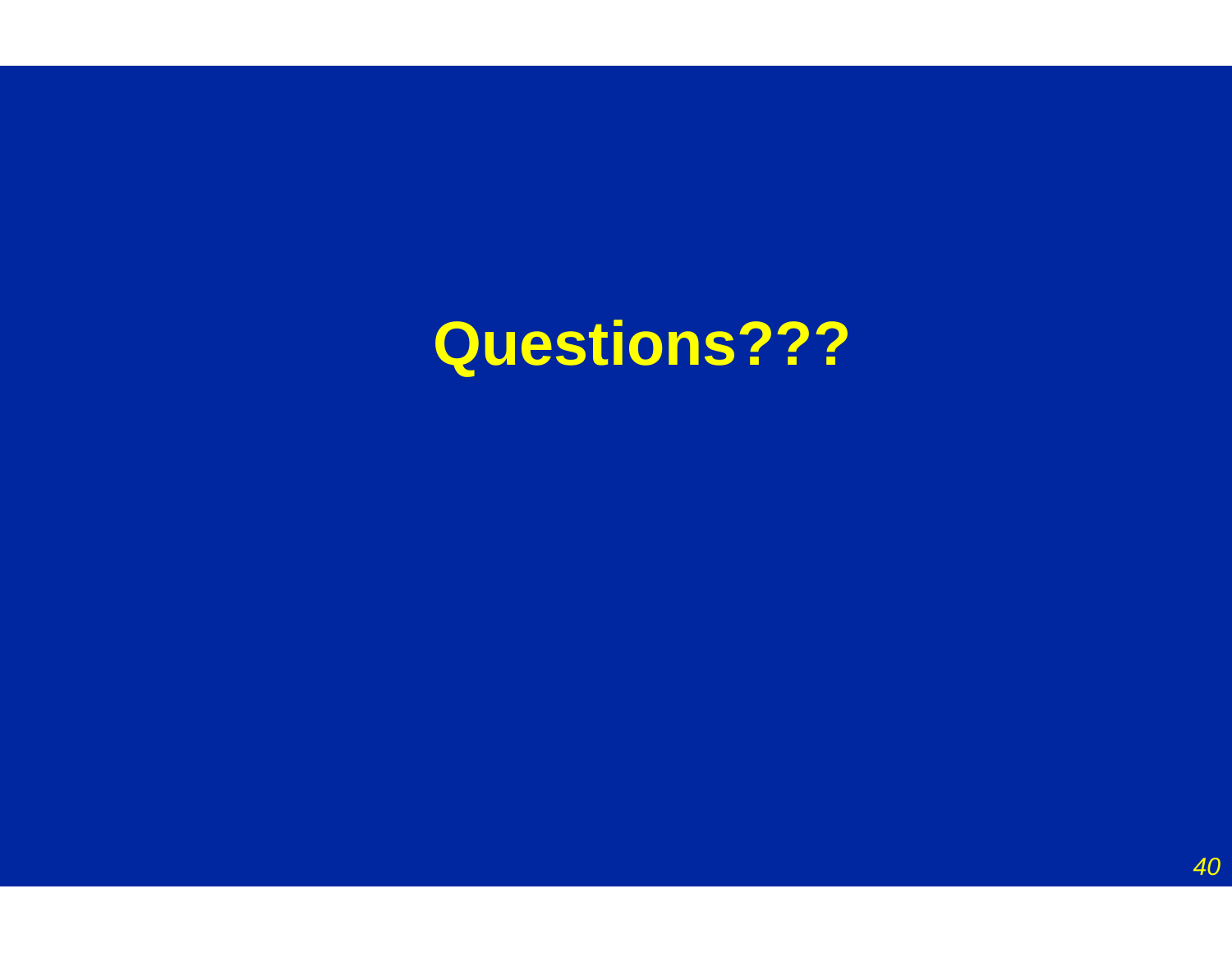# Questions???